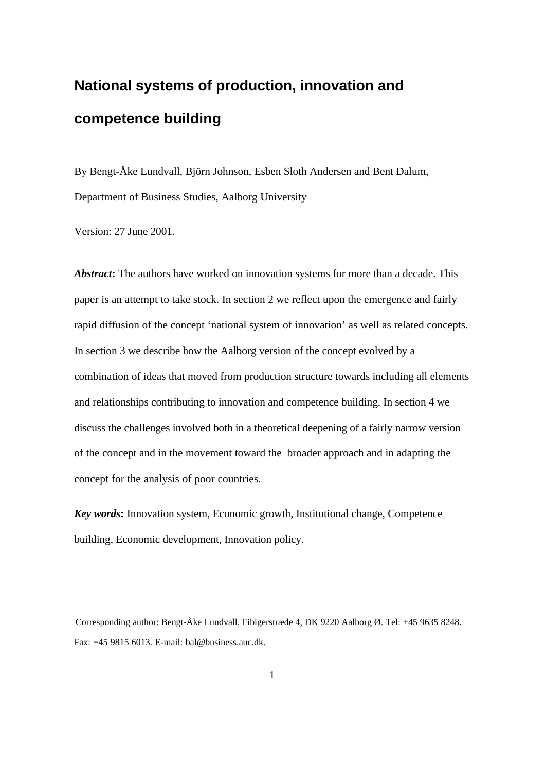# National systems of production, innovation and competence building

By Bengt-Åke Lundvall, Björn Johnson, Esben Sloth Andersen and Bent Dalum, Department of Business Studies, Aalborg University

Version: 27 June 2001.

***Abstract*:** The authors have worked on innovation systems for more than a decade. This paper is an attempt to take stock. In section 2 we reflect upon the emergence and fairly rapid diffusion of the concept 'national system of innovation' as well as related concepts. In section 3 we describe how the Aalborg version of the concept evolved by a combination of ideas that moved from production structure towards including all elements and relationships contributing to innovation and competence building. In section 4 we discuss the challenges involved both in a theoretical deepening of a fairly narrow version of the concept and in the movement toward the broader approach and in adapting the concept for the analysis of poor countries.

***Key words*:** Innovation system, Economic growth, Institutional change, Competence building, Economic development, Innovation policy.

---

Corresponding author: Bengt-Åke Lundvall, Fibigerstræde 4, DK 9220 Aalborg Ø. Tel: +45 9635 8248. Fax: +45 9815 6013. E-mail: bal@business.auc.dk.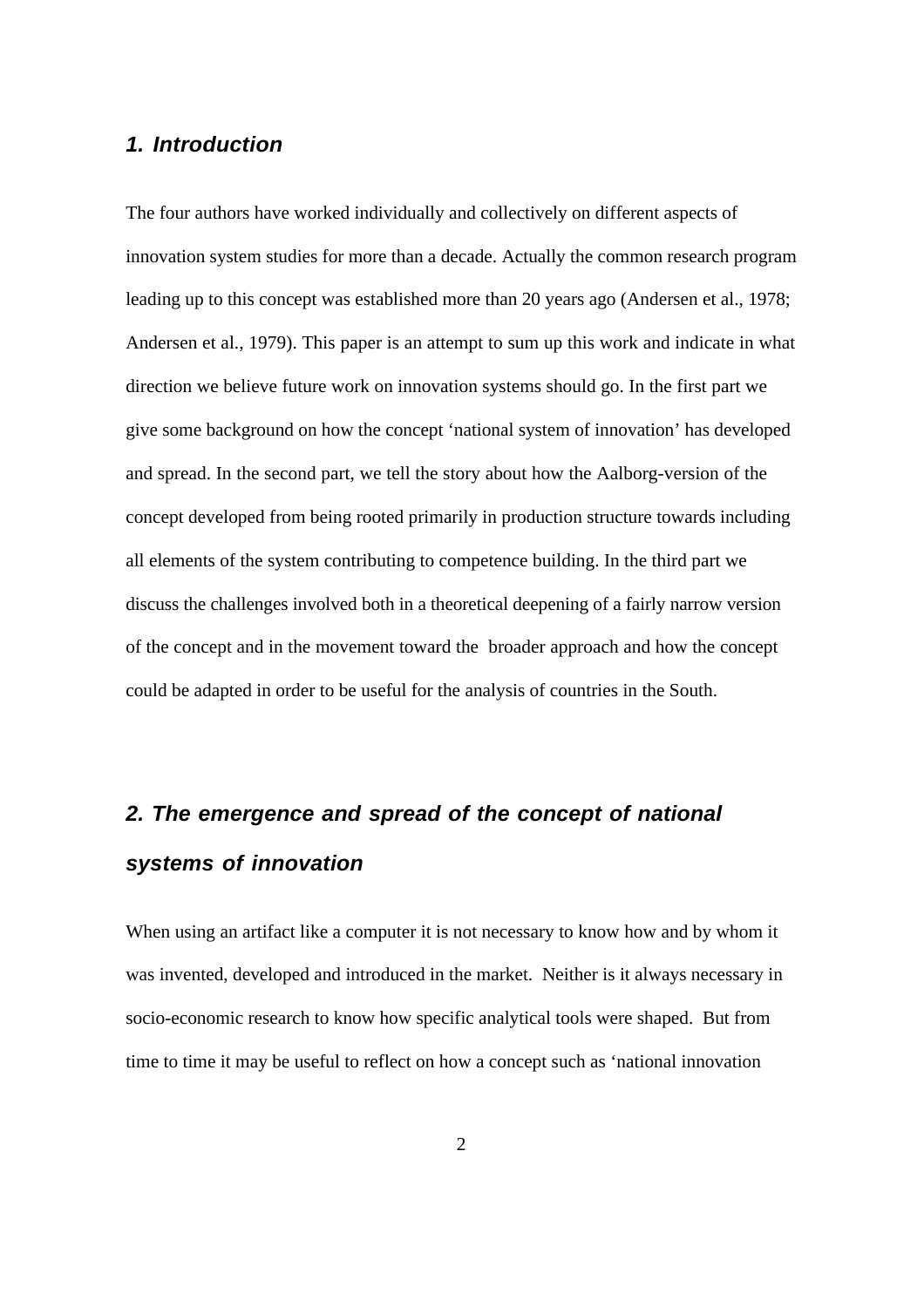## *1. Introduction*

The four authors have worked individually and collectively on different aspects of innovation system studies for more than a decade. Actually the common research program leading up to this concept was established more than 20 years ago (Andersen et al., 1978; Andersen et al., 1979). This paper is an attempt to sum up this work and indicate in what direction we believe future work on innovation systems should go. In the first part we give some background on how the concept 'national system of innovation' has developed and spread. In the second part, we tell the story about how the Aalborg-version of the concept developed from being rooted primarily in production structure towards including all elements of the system contributing to competence building. In the third part we discuss the challenges involved both in a theoretical deepening of a fairly narrow version of the concept and in the movement toward the broader approach and how the concept could be adapted in order to be useful for the analysis of countries in the South.

## *2. The emergence and spread of the concept of national systems of innovation*

When using an artifact like a computer it is not necessary to know how and by whom it was invented, developed and introduced in the market. Neither is it always necessary in socio-economic research to know how specific analytical tools were shaped. But from time to time it may be useful to reflect on how a concept such as 'national innovation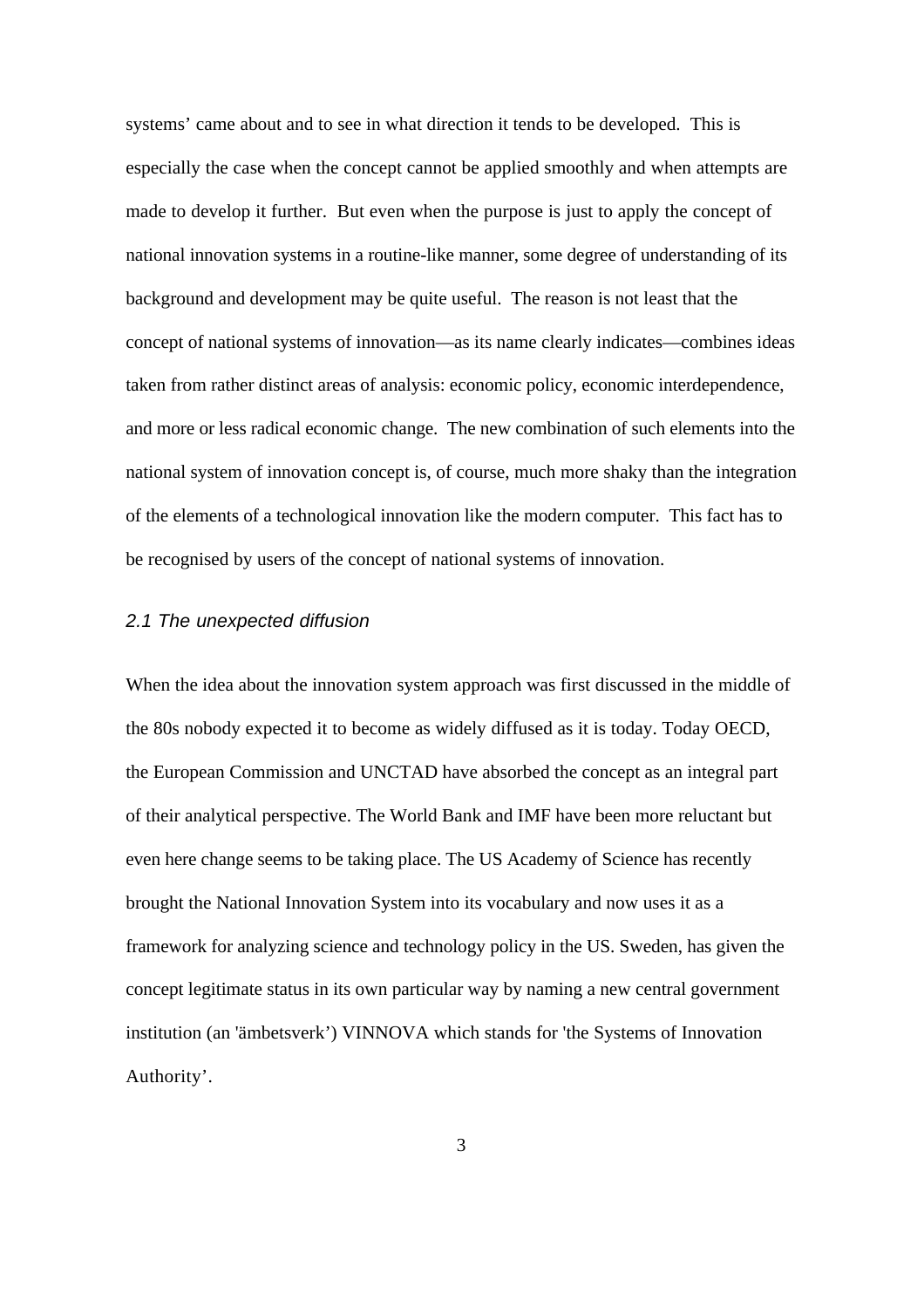systems' came about and to see in what direction it tends to be developed. This is especially the case when the concept cannot be applied smoothly and when attempts are made to develop it further. But even when the purpose is just to apply the concept of national innovation systems in a routine-like manner, some degree of understanding of its background and development may be quite useful. The reason is not least that the concept of national systems of innovation—as its name clearly indicates—combines ideas taken from rather distinct areas of analysis: economic policy, economic interdependence, and more or less radical economic change. The new combination of such elements into the national system of innovation concept is, of course, much more shaky than the integration of the elements of a technological innovation like the modern computer. This fact has to be recognised by users of the concept of national systems of innovation.

### *2.1 The unexpected diffusion*

When the idea about the innovation system approach was first discussed in the middle of the 80s nobody expected it to become as widely diffused as it is today. Today OECD, the European Commission and UNCTAD have absorbed the concept as an integral part of their analytical perspective. The World Bank and IMF have been more reluctant but even here change seems to be taking place. The US Academy of Science has recently brought the National Innovation System into its vocabulary and now uses it as a framework for analyzing science and technology policy in the US. Sweden, has given the concept legitimate status in its own particular way by naming a new central government institution (an 'ämbetsverk') VINNOVA which stands for 'the Systems of Innovation Authority'.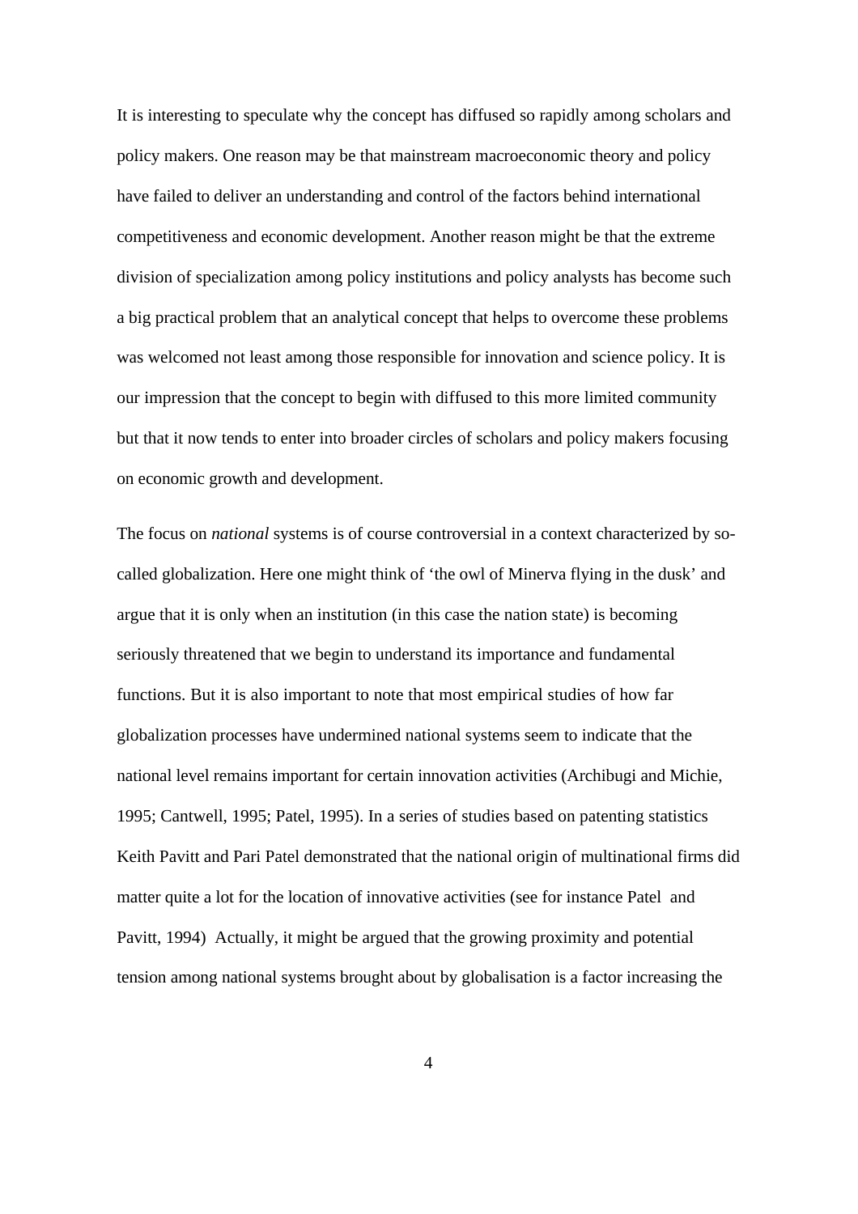It is interesting to speculate why the concept has diffused so rapidly among scholars and policy makers. One reason may be that mainstream macroeconomic theory and policy have failed to deliver an understanding and control of the factors behind international competitiveness and economic development. Another reason might be that the extreme division of specialization among policy institutions and policy analysts has become such a big practical problem that an analytical concept that helps to overcome these problems was welcomed not least among those responsible for innovation and science policy. It is our impression that the concept to begin with diffused to this more limited community but that it now tends to enter into broader circles of scholars and policy makers focusing on economic growth and development.

The focus on *national* systems is of course controversial in a context characterized by so-called globalization. Here one might think of 'the owl of Minerva flying in the dusk' and argue that it is only when an institution (in this case the nation state) is becoming seriously threatened that we begin to understand its importance and fundamental functions. But it is also important to note that most empirical studies of how far globalization processes have undermined national systems seem to indicate that the national level remains important for certain innovation activities (Archibugi and Michie, 1995; Cantwell, 1995; Patel, 1995). In a series of studies based on patenting statistics Keith Pavitt and Pari Patel demonstrated that the national origin of multinational firms did matter quite a lot for the location of innovative activities (see for instance Patel and Pavitt, 1994) Actually, it might be argued that the growing proximity and potential tension among national systems brought about by globalisation is a factor increasing the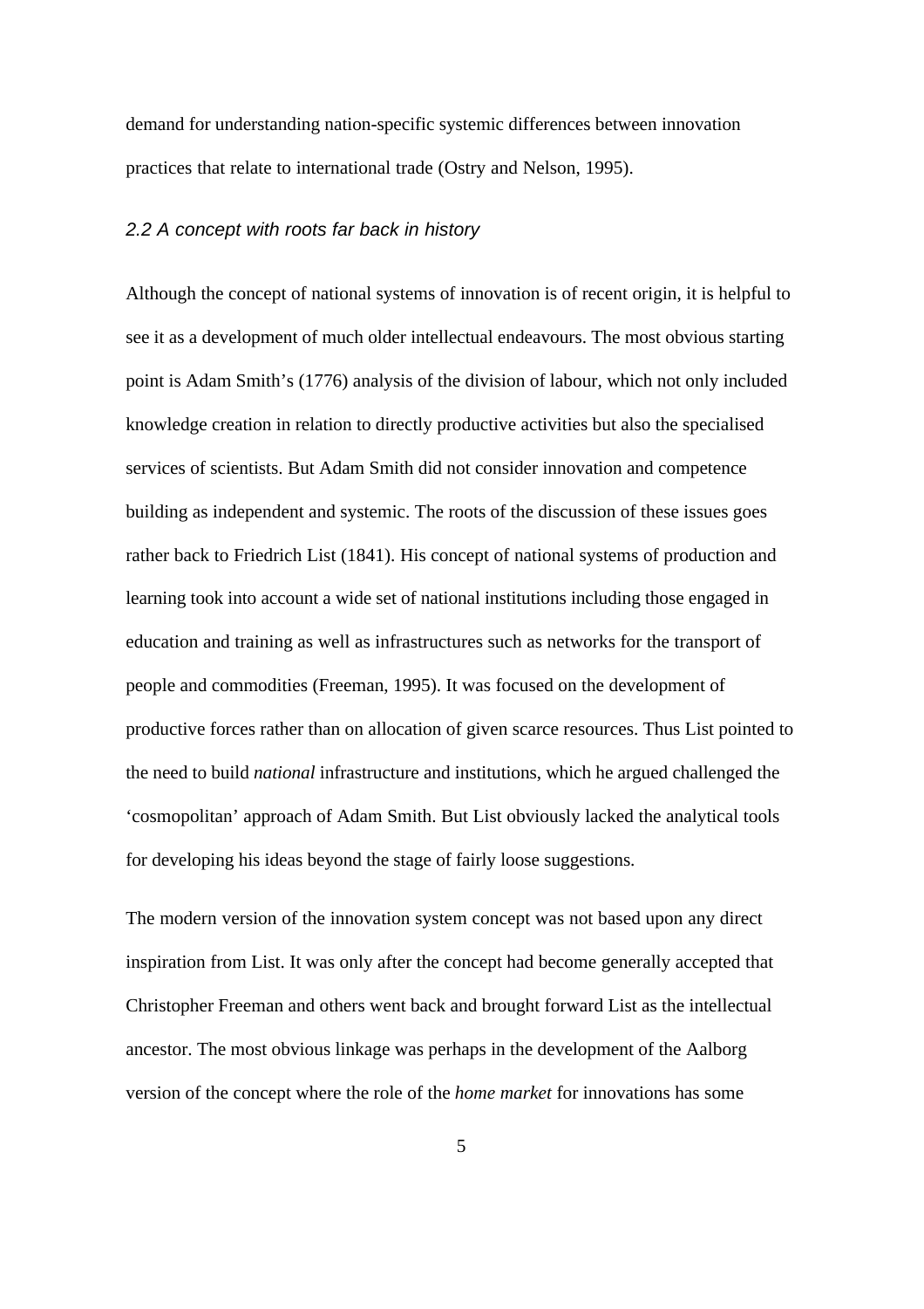demand for understanding nation-specific systemic differences between innovation practices that relate to international trade (Ostry and Nelson, 1995).

### *2.2 A concept with roots far back in history*

Although the concept of national systems of innovation is of recent origin, it is helpful to see it as a development of much older intellectual endeavours. The most obvious starting point is Adam Smith's (1776) analysis of the division of labour, which not only included knowledge creation in relation to directly productive activities but also the specialised services of scientists. But Adam Smith did not consider innovation and competence building as independent and systemic. The roots of the discussion of these issues goes rather back to Friedrich List (1841). His concept of national systems of production and learning took into account a wide set of national institutions including those engaged in education and training as well as infrastructures such as networks for the transport of people and commodities (Freeman, 1995). It was focused on the development of productive forces rather than on allocation of given scarce resources. Thus List pointed to the need to build *national* infrastructure and institutions, which he argued challenged the 'cosmopolitan' approach of Adam Smith. But List obviously lacked the analytical tools for developing his ideas beyond the stage of fairly loose suggestions.

The modern version of the innovation system concept was not based upon any direct inspiration from List. It was only after the concept had become generally accepted that Christopher Freeman and others went back and brought forward List as the intellectual ancestor. The most obvious linkage was perhaps in the development of the Aalborg version of the concept where the role of the *home market* for innovations has some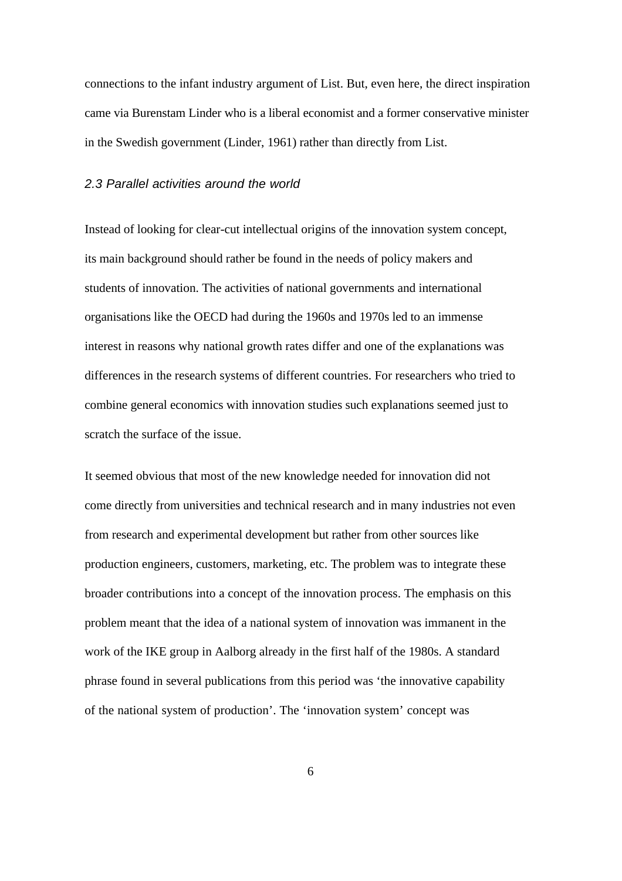connections to the infant industry argument of List. But, even here, the direct inspiration came via Burenstam Linder who is a liberal economist and a former conservative minister in the Swedish government (Linder, 1961) rather than directly from List.

### *2.3 Parallel activities around the world*

Instead of looking for clear-cut intellectual origins of the innovation system concept, its main background should rather be found in the needs of policy makers and students of innovation. The activities of national governments and international organisations like the OECD had during the 1960s and 1970s led to an immense interest in reasons why national growth rates differ and one of the explanations was differences in the research systems of different countries. For researchers who tried to combine general economics with innovation studies such explanations seemed just to scratch the surface of the issue.

It seemed obvious that most of the new knowledge needed for innovation did not come directly from universities and technical research and in many industries not even from research and experimental development but rather from other sources like production engineers, customers, marketing, etc. The problem was to integrate these broader contributions into a concept of the innovation process. The emphasis on this problem meant that the idea of a national system of innovation was immanent in the work of the IKE group in Aalborg already in the first half of the 1980s. A standard phrase found in several publications from this period was 'the innovative capability of the national system of production'. The 'innovation system' concept was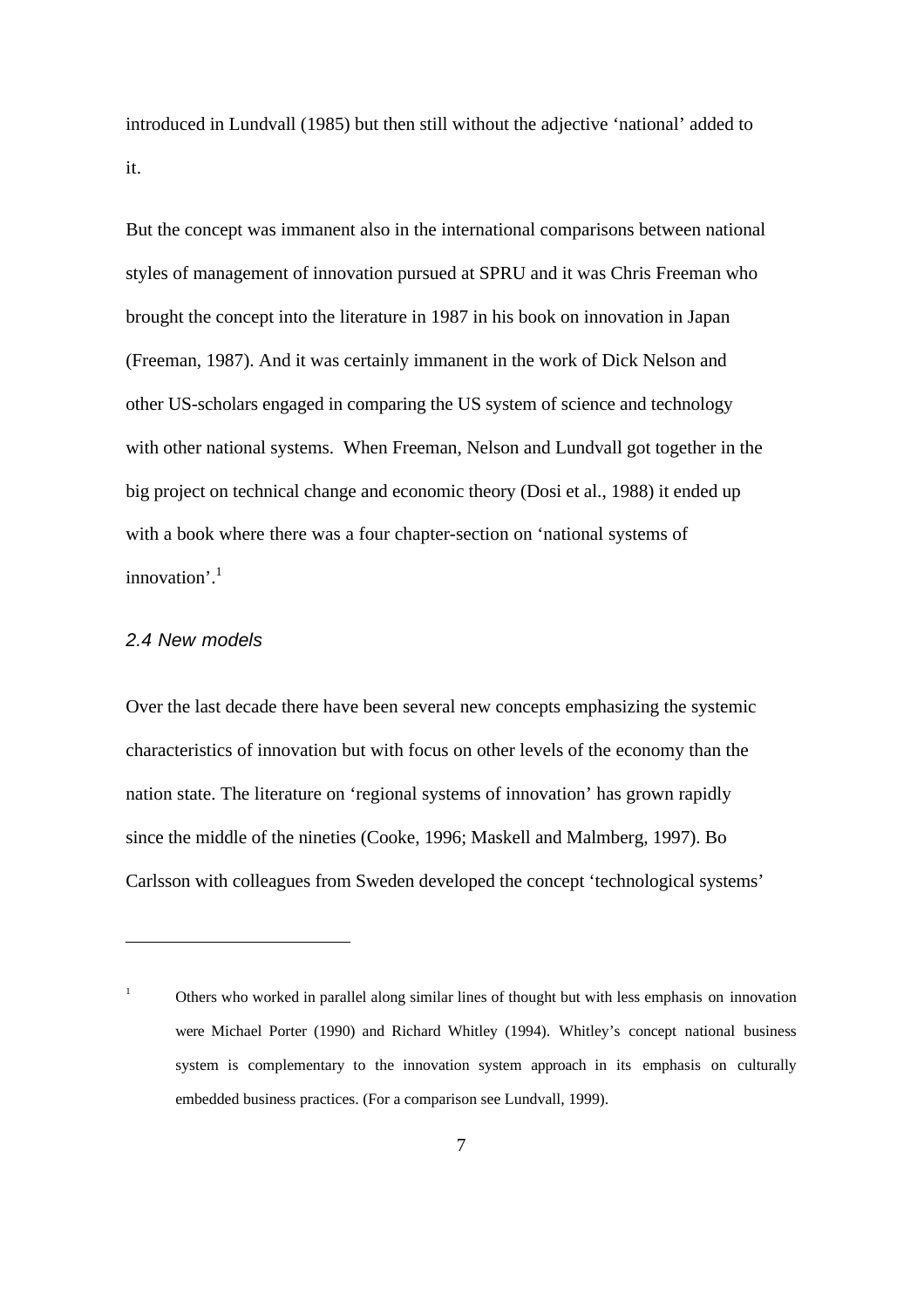introduced in Lundvall (1985) but then still without the adjective 'national' added to it.

But the concept was immanent also in the international comparisons between national styles of management of innovation pursued at SPRU and it was Chris Freeman who brought the concept into the literature in 1987 in his book on innovation in Japan (Freeman, 1987). And it was certainly immanent in the work of Dick Nelson and other US-scholars engaged in comparing the US system of science and technology with other national systems. When Freeman, Nelson and Lundvall got together in the big project on technical change and economic theory (Dosi et al., 1988) it ended up with a book where there was a four chapter-section on 'national systems of innovation'.[1]

### *2.4 New models*

Over the last decade there have been several new concepts emphasizing the systemic characteristics of innovation but with focus on other levels of the economy than the nation state. The literature on 'regional systems of innovation' has grown rapidly since the middle of the nineties (Cooke, 1996; Maskell and Malmberg, 1997). Bo Carlsson with colleagues from Sweden developed the concept 'technological systems'

---

[1] Others who worked in parallel along similar lines of thought but with less emphasis on innovation were Michael Porter (1990) and Richard Whitley (1994). Whitley's concept national business system is complementary to the innovation system approach in its emphasis on culturally embedded business practices. (For a comparison see Lundvall, 1999).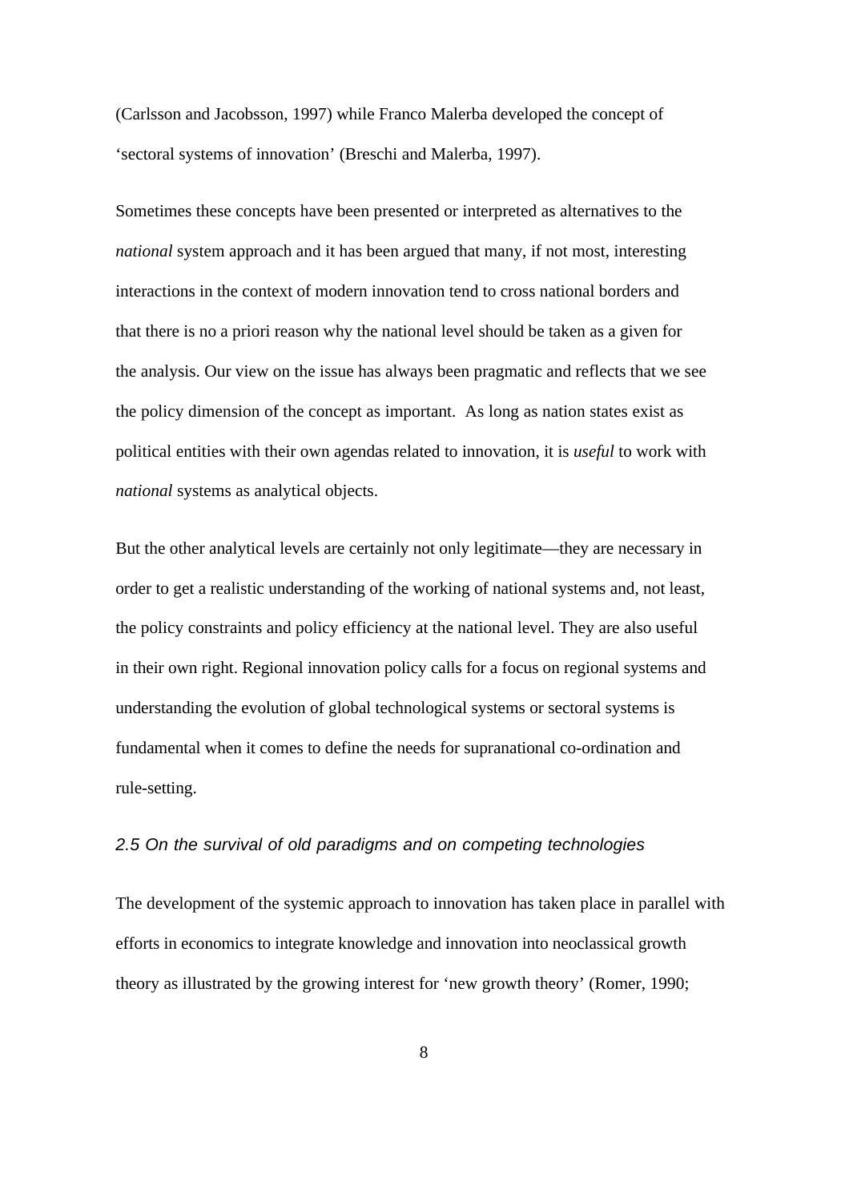(Carlsson and Jacobsson, 1997) while Franco Malerba developed the concept of 'sectoral systems of innovation' (Breschi and Malerba, 1997).

Sometimes these concepts have been presented or interpreted as alternatives to the *national* system approach and it has been argued that many, if not most, interesting interactions in the context of modern innovation tend to cross national borders and that there is no a priori reason why the national level should be taken as a given for the analysis. Our view on the issue has always been pragmatic and reflects that we see the policy dimension of the concept as important. As long as nation states exist as political entities with their own agendas related to innovation, it is *useful* to work with *national* systems as analytical objects.

But the other analytical levels are certainly not only legitimate—they are necessary in order to get a realistic understanding of the working of national systems and, not least, the policy constraints and policy efficiency at the national level. They are also useful in their own right. Regional innovation policy calls for a focus on regional systems and understanding the evolution of global technological systems or sectoral systems is fundamental when it comes to define the needs for supranational co-ordination and rule-setting.

### *2.5 On the survival of old paradigms and on competing technologies*

The development of the systemic approach to innovation has taken place in parallel with efforts in economics to integrate knowledge and innovation into neoclassical growth theory as illustrated by the growing interest for 'new growth theory' (Romer, 1990;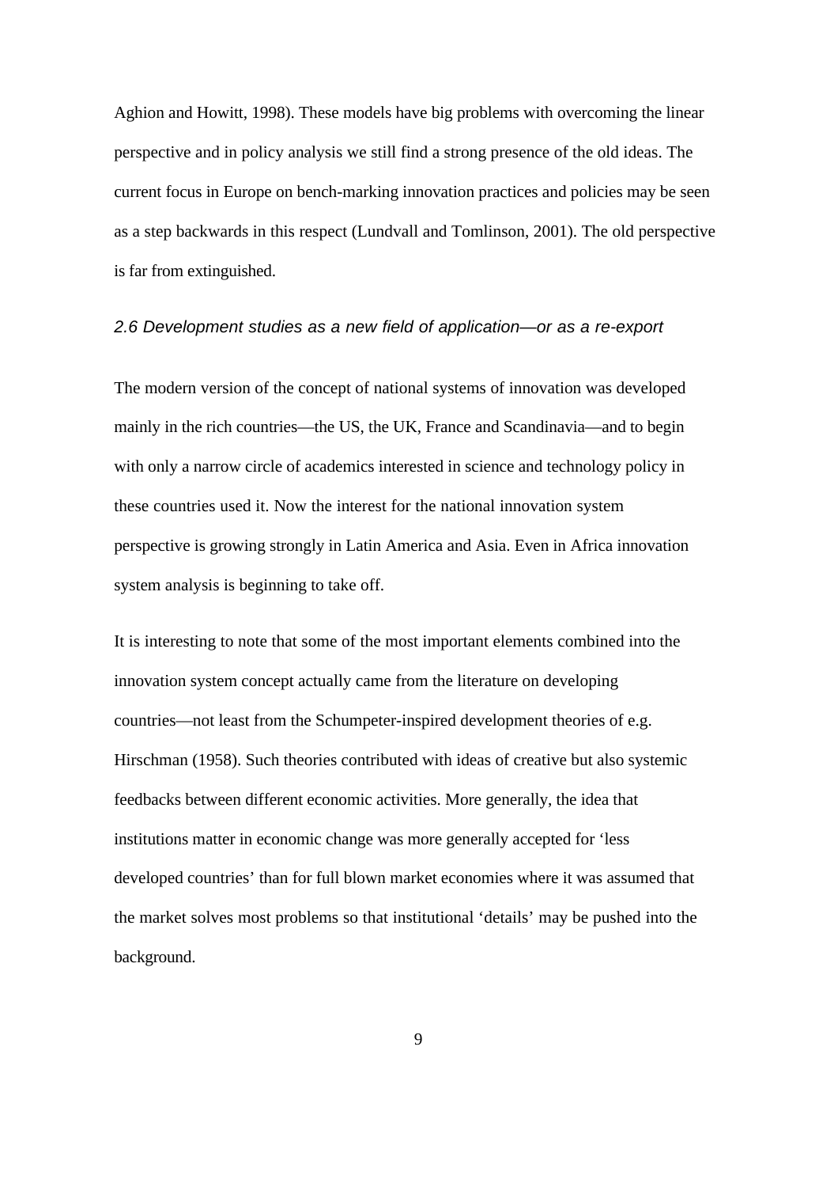Aghion and Howitt, 1998). These models have big problems with overcoming the linear perspective and in policy analysis we still find a strong presence of the old ideas. The current focus in Europe on bench-marking innovation practices and policies may be seen as a step backwards in this respect (Lundvall and Tomlinson, 2001). The old perspective is far from extinguished.

### *2.6 Development studies as a new field of application—or as a re-export*

The modern version of the concept of national systems of innovation was developed mainly in the rich countries—the US, the UK, France and Scandinavia—and to begin with only a narrow circle of academics interested in science and technology policy in these countries used it. Now the interest for the national innovation system perspective is growing strongly in Latin America and Asia. Even in Africa innovation system analysis is beginning to take off.

It is interesting to note that some of the most important elements combined into the innovation system concept actually came from the literature on developing countries—not least from the Schumpeter-inspired development theories of e.g. Hirschman (1958). Such theories contributed with ideas of creative but also systemic feedbacks between different economic activities. More generally, the idea that institutions matter in economic change was more generally accepted for 'less developed countries' than for full blown market economies where it was assumed that the market solves most problems so that institutional 'details' may be pushed into the background.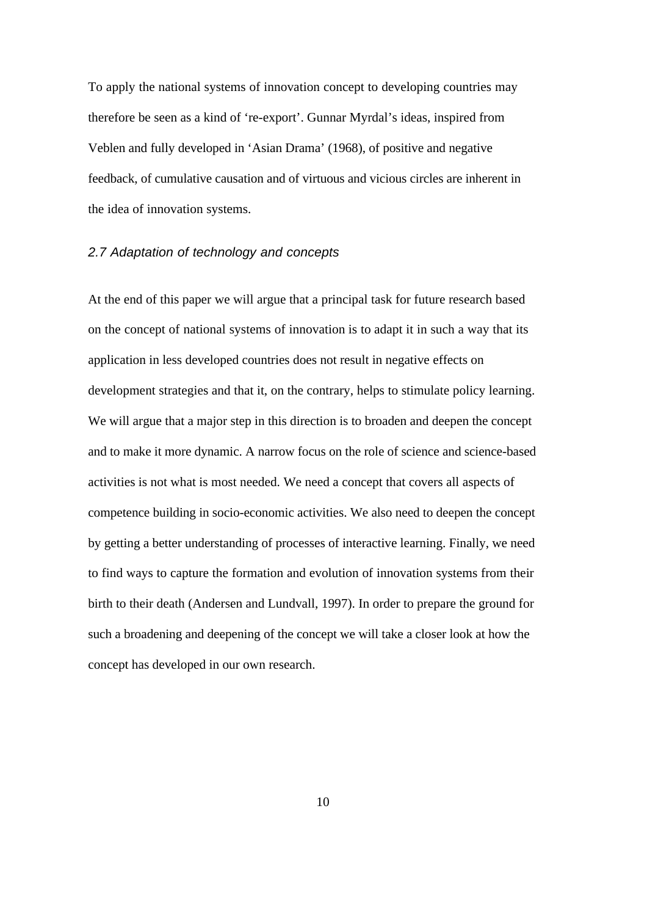To apply the national systems of innovation concept to developing countries may therefore be seen as a kind of 're-export'. Gunnar Myrdal's ideas, inspired from Veblen and fully developed in 'Asian Drama' (1968), of positive and negative feedback, of cumulative causation and of virtuous and vicious circles are inherent in the idea of innovation systems.

### *2.7 Adaptation of technology and concepts*

At the end of this paper we will argue that a principal task for future research based on the concept of national systems of innovation is to adapt it in such a way that its application in less developed countries does not result in negative effects on development strategies and that it, on the contrary, helps to stimulate policy learning. We will argue that a major step in this direction is to broaden and deepen the concept and to make it more dynamic. A narrow focus on the role of science and science-based activities is not what is most needed. We need a concept that covers all aspects of competence building in socio-economic activities. We also need to deepen the concept by getting a better understanding of processes of interactive learning. Finally, we need to find ways to capture the formation and evolution of innovation systems from their birth to their death (Andersen and Lundvall, 1997). In order to prepare the ground for such a broadening and deepening of the concept we will take a closer look at how the concept has developed in our own research.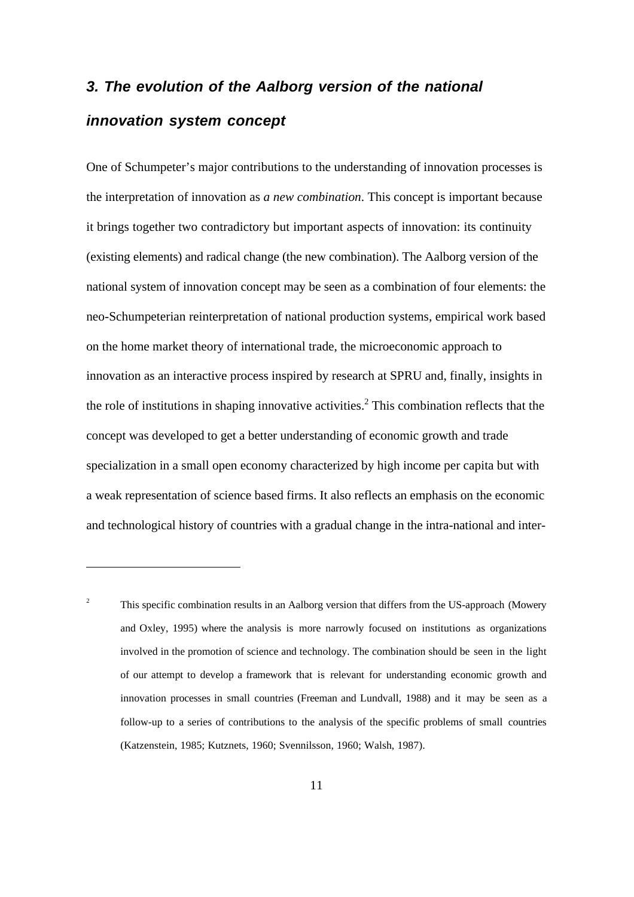## *3. The evolution of the Aalborg version of the national innovation system concept*

One of Schumpeter's major contributions to the understanding of innovation processes is the interpretation of innovation as *a new combination*. This concept is important because it brings together two contradictory but important aspects of innovation: its continuity (existing elements) and radical change (the new combination). The Aalborg version of the national system of innovation concept may be seen as a combination of four elements: the neo-Schumpeterian reinterpretation of national production systems, empirical work based on the home market theory of international trade, the microeconomic approach to innovation as an interactive process inspired by research at SPRU and, finally, insights in the role of institutions in shaping innovative activities.[2] This combination reflects that the concept was developed to get a better understanding of economic growth and trade specialization in a small open economy characterized by high income per capita but with a weak representation of science based firms. It also reflects an emphasis on the economic and technological history of countries with a gradual change in the intra-national and inter-

---

[2] This specific combination results in an Aalborg version that differs from the US-approach (Mowery and Oxley, 1995) where the analysis is more narrowly focused on institutions as organizations involved in the promotion of science and technology. The combination should be seen in the light of our attempt to develop a framework that is relevant for understanding economic growth and innovation processes in small countries (Freeman and Lundvall, 1988) and it may be seen as a follow-up to a series of contributions to the analysis of the specific problems of small countries (Katzenstein, 1985; Kutznets, 1960; Svennilsson, 1960; Walsh, 1987).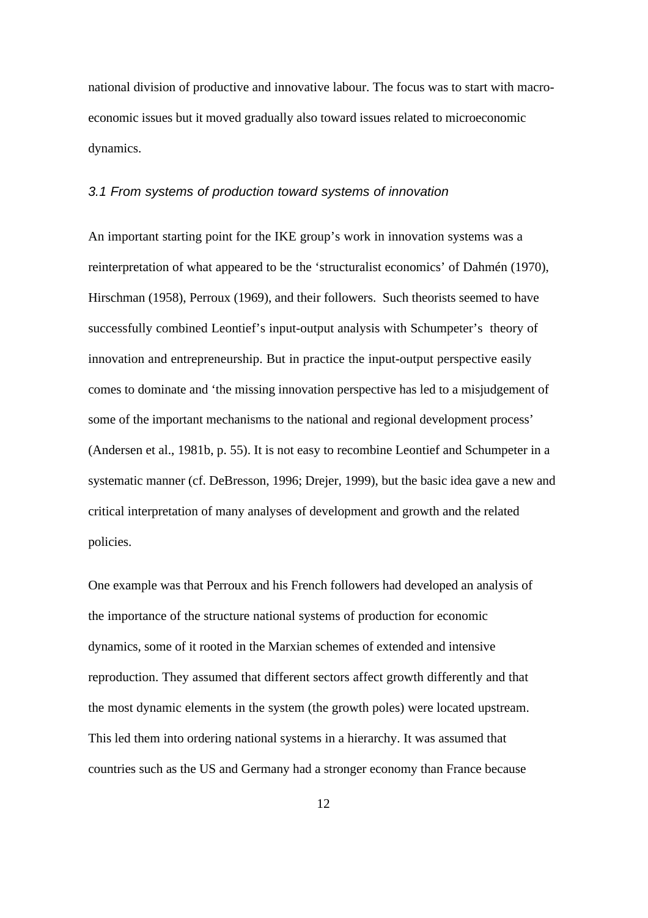national division of productive and innovative labour. The focus was to start with macro-economic issues but it moved gradually also toward issues related to microeconomic dynamics.

### *3.1 From systems of production toward systems of innovation*

An important starting point for the IKE group's work in innovation systems was a reinterpretation of what appeared to be the 'structuralist economics' of Dahmén (1970), Hirschman (1958), Perroux (1969), and their followers. Such theorists seemed to have successfully combined Leontief's input-output analysis with Schumpeter's theory of innovation and entrepreneurship. But in practice the input-output perspective easily comes to dominate and 'the missing innovation perspective has led to a misjudgement of some of the important mechanisms to the national and regional development process' (Andersen et al., 1981b, p. 55). It is not easy to recombine Leontief and Schumpeter in a systematic manner (cf. DeBresson, 1996; Drejer, 1999), but the basic idea gave a new and critical interpretation of many analyses of development and growth and the related policies.

One example was that Perroux and his French followers had developed an analysis of the importance of the structure national systems of production for economic dynamics, some of it rooted in the Marxian schemes of extended and intensive reproduction. They assumed that different sectors affect growth differently and that the most dynamic elements in the system (the growth poles) were located upstream. This led them into ordering national systems in a hierarchy. It was assumed that countries such as the US and Germany had a stronger economy than France because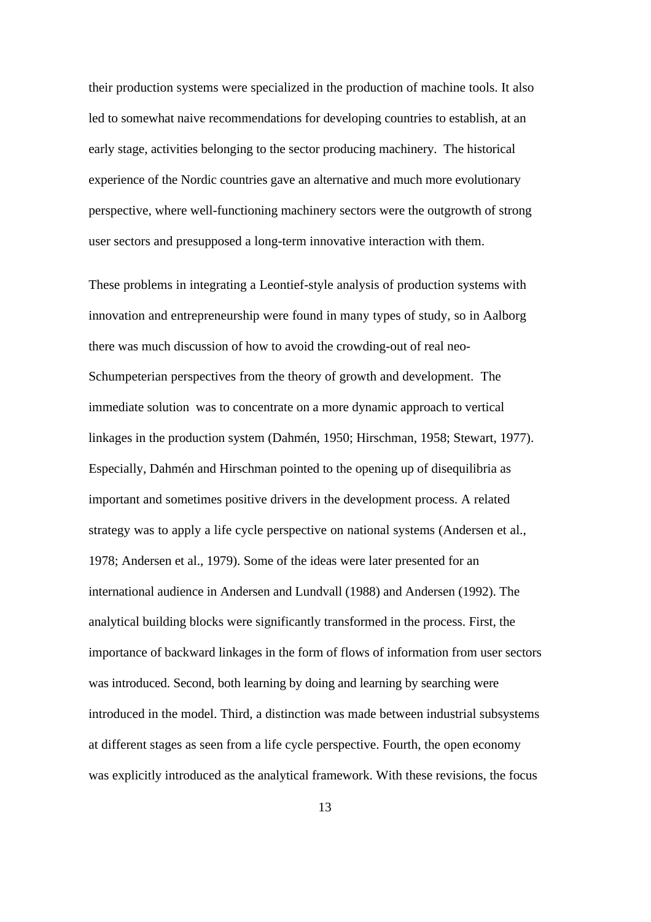their production systems were specialized in the production of machine tools. It also led to somewhat naive recommendations for developing countries to establish, at an early stage, activities belonging to the sector producing machinery. The historical experience of the Nordic countries gave an alternative and much more evolutionary perspective, where well-functioning machinery sectors were the outgrowth of strong user sectors and presupposed a long-term innovative interaction with them.

These problems in integrating a Leontief-style analysis of production systems with innovation and entrepreneurship were found in many types of study, so in Aalborg there was much discussion of how to avoid the crowding-out of real neo-Schumpeterian perspectives from the theory of growth and development. The immediate solution was to concentrate on a more dynamic approach to vertical linkages in the production system (Dahmén, 1950; Hirschman, 1958; Stewart, 1977). Especially, Dahmén and Hirschman pointed to the opening up of disequilibria as important and sometimes positive drivers in the development process. A related strategy was to apply a life cycle perspective on national systems (Andersen et al., 1978; Andersen et al., 1979). Some of the ideas were later presented for an international audience in Andersen and Lundvall (1988) and Andersen (1992). The analytical building blocks were significantly transformed in the process. First, the importance of backward linkages in the form of flows of information from user sectors was introduced. Second, both learning by doing and learning by searching were introduced in the model. Third, a distinction was made between industrial subsystems at different stages as seen from a life cycle perspective. Fourth, the open economy was explicitly introduced as the analytical framework. With these revisions, the focus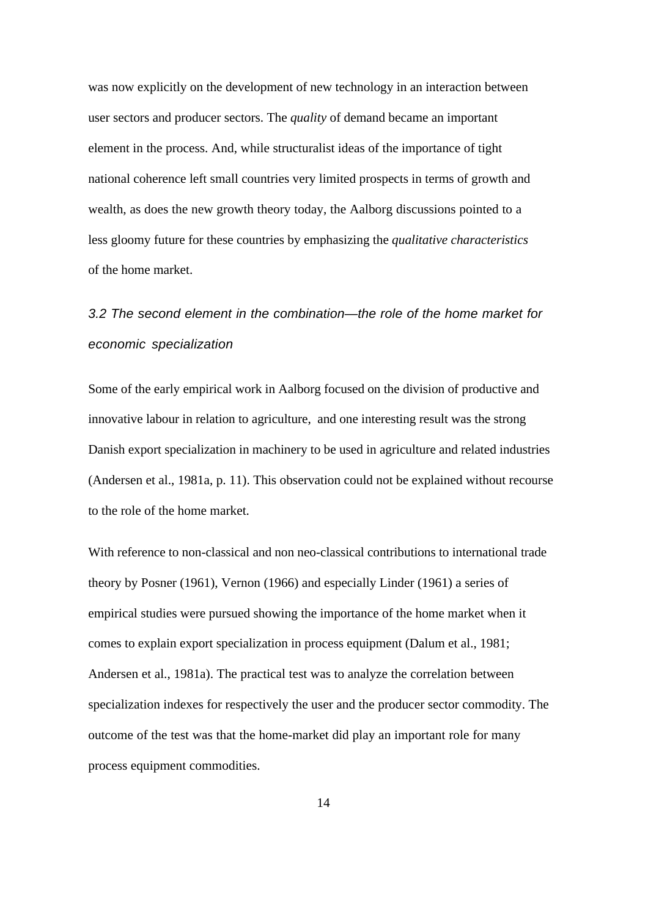was now explicitly on the development of new technology in an interaction between user sectors and producer sectors. The *quality* of demand became an important element in the process. And, while structuralist ideas of the importance of tight national coherence left small countries very limited prospects in terms of growth and wealth, as does the new growth theory today, the Aalborg discussions pointed to a less gloomy future for these countries by emphasizing the *qualitative characteristics* of the home market.

### *3.2 The second element in the combination—the role of the home market for economic specialization*

Some of the early empirical work in Aalborg focused on the division of productive and innovative labour in relation to agriculture, and one interesting result was the strong Danish export specialization in machinery to be used in agriculture and related industries (Andersen et al., 1981a, p. 11). This observation could not be explained without recourse to the role of the home market.

With reference to non-classical and non neo-classical contributions to international trade theory by Posner (1961), Vernon (1966) and especially Linder (1961) a series of empirical studies were pursued showing the importance of the home market when it comes to explain export specialization in process equipment (Dalum et al., 1981; Andersen et al., 1981a). The practical test was to analyze the correlation between specialization indexes for respectively the user and the producer sector commodity. The outcome of the test was that the home-market did play an important role for many process equipment commodities.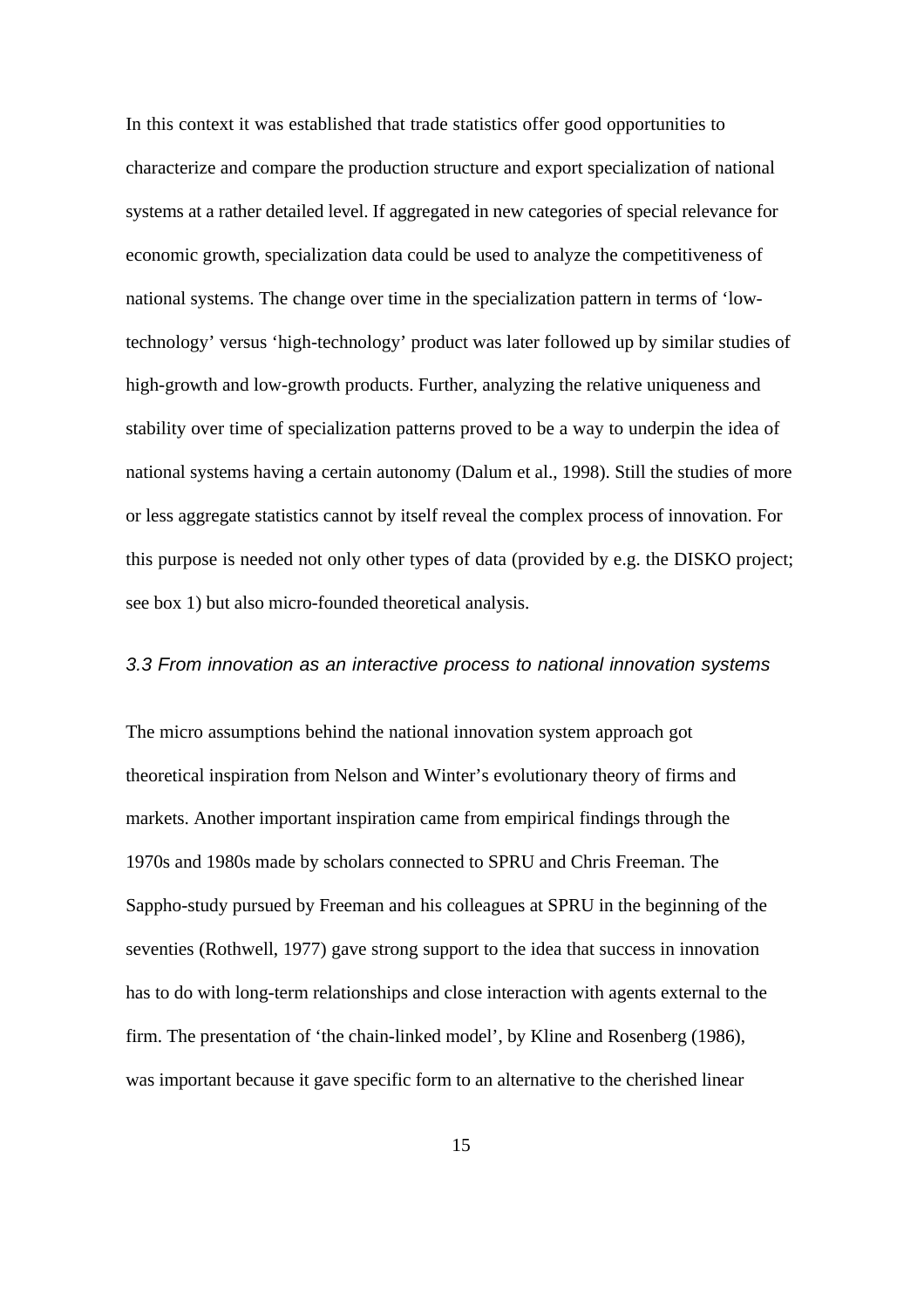In this context it was established that trade statistics offer good opportunities to characterize and compare the production structure and export specialization of national systems at a rather detailed level. If aggregated in new categories of special relevance for economic growth, specialization data could be used to analyze the competitiveness of national systems. The change over time in the specialization pattern in terms of 'low-technology' versus 'high-technology' product was later followed up by similar studies of high-growth and low-growth products. Further, analyzing the relative uniqueness and stability over time of specialization patterns proved to be a way to underpin the idea of national systems having a certain autonomy (Dalum et al., 1998). Still the studies of more or less aggregate statistics cannot by itself reveal the complex process of innovation. For this purpose is needed not only other types of data (provided by e.g. the DISKO project; see box 1) but also micro-founded theoretical analysis.

### *3.3 From innovation as an interactive process to national innovation systems*

The micro assumptions behind the national innovation system approach got theoretical inspiration from Nelson and Winter's evolutionary theory of firms and markets. Another important inspiration came from empirical findings through the 1970s and 1980s made by scholars connected to SPRU and Chris Freeman. The Sappho-study pursued by Freeman and his colleagues at SPRU in the beginning of the seventies (Rothwell, 1977) gave strong support to the idea that success in innovation has to do with long-term relationships and close interaction with agents external to the firm. The presentation of 'the chain-linked model', by Kline and Rosenberg (1986), was important because it gave specific form to an alternative to the cherished linear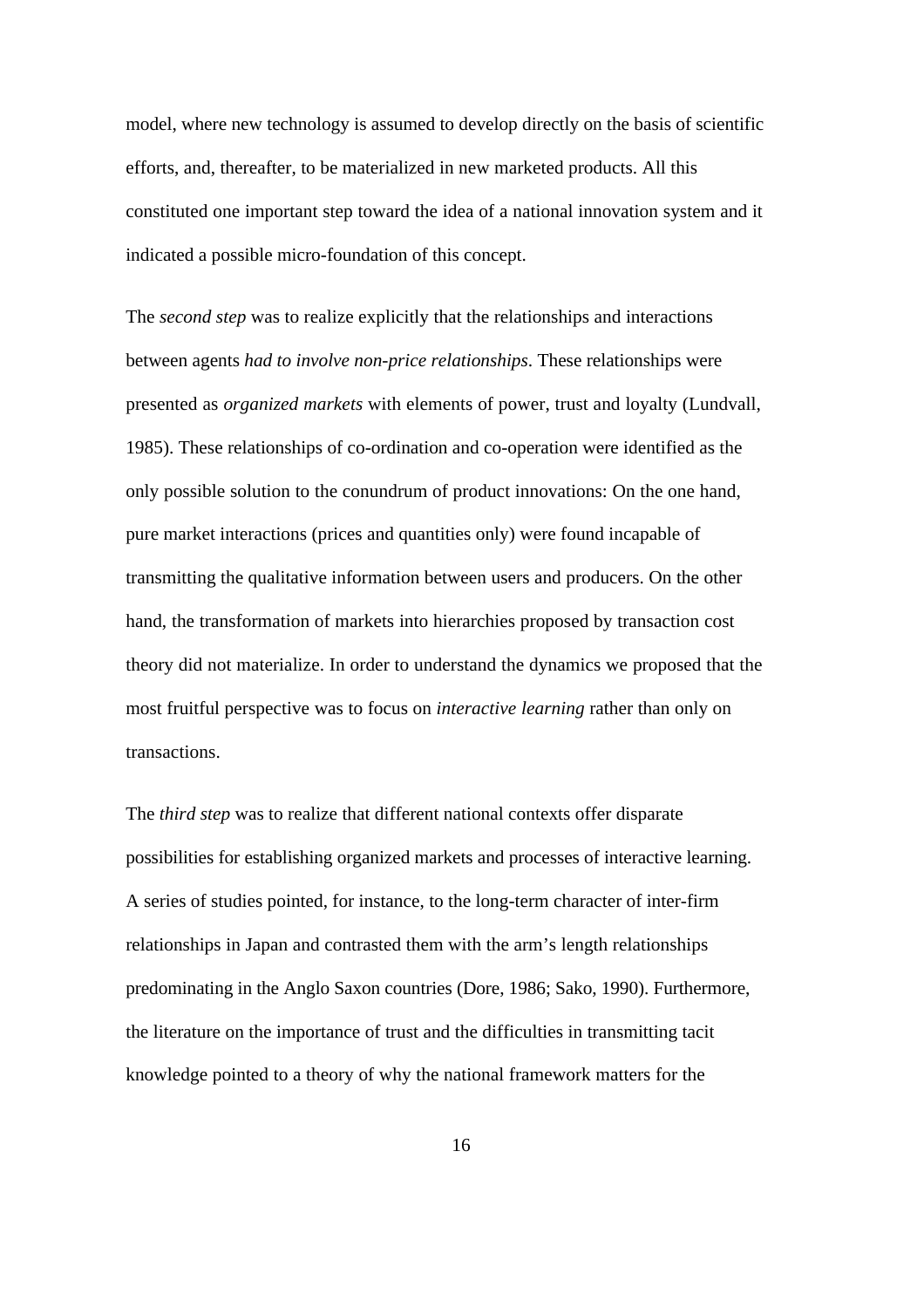model, where new technology is assumed to develop directly on the basis of scientific efforts, and, thereafter, to be materialized in new marketed products. All this constituted one important step toward the idea of a national innovation system and it indicated a possible micro-foundation of this concept.

The *second step* was to realize explicitly that the relationships and interactions between agents *had to involve non-price relationships*. These relationships were presented as *organized markets* with elements of power, trust and loyalty (Lundvall, 1985). These relationships of co-ordination and co-operation were identified as the only possible solution to the conundrum of product innovations: On the one hand, pure market interactions (prices and quantities only) were found incapable of transmitting the qualitative information between users and producers. On the other hand, the transformation of markets into hierarchies proposed by transaction cost theory did not materialize. In order to understand the dynamics we proposed that the most fruitful perspective was to focus on *interactive learning* rather than only on transactions.

The *third step* was to realize that different national contexts offer disparate possibilities for establishing organized markets and processes of interactive learning. A series of studies pointed, for instance, to the long-term character of inter-firm relationships in Japan and contrasted them with the arm's length relationships predominating in the Anglo Saxon countries (Dore, 1986; Sako, 1990). Furthermore, the literature on the importance of trust and the difficulties in transmitting tacit knowledge pointed to a theory of why the national framework matters for the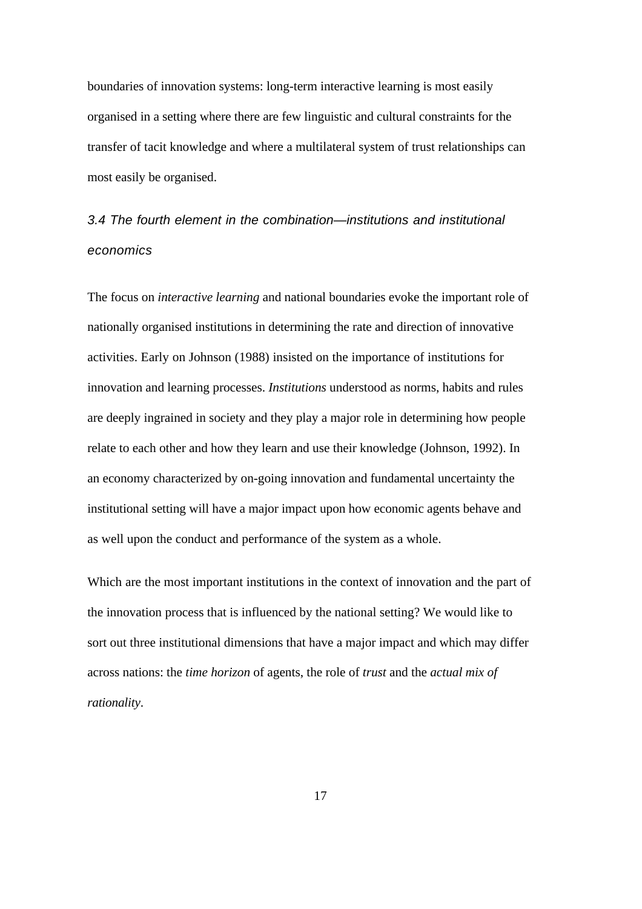boundaries of innovation systems: long-term interactive learning is most easily organised in a setting where there are few linguistic and cultural constraints for the transfer of tacit knowledge and where a multilateral system of trust relationships can most easily be organised.

### *3.4 The fourth element in the combination—institutions and institutional economics*

The focus on *interactive learning* and national boundaries evoke the important role of nationally organised institutions in determining the rate and direction of innovative activities. Early on Johnson (1988) insisted on the importance of institutions for innovation and learning processes. *Institutions* understood as norms, habits and rules are deeply ingrained in society and they play a major role in determining how people relate to each other and how they learn and use their knowledge (Johnson, 1992). In an economy characterized by on-going innovation and fundamental uncertainty the institutional setting will have a major impact upon how economic agents behave and as well upon the conduct and performance of the system as a whole.

Which are the most important institutions in the context of innovation and the part of the innovation process that is influenced by the national setting? We would like to sort out three institutional dimensions that have a major impact and which may differ across nations: the *time horizon* of agents, the role of *trust* and the *actual mix of rationality*.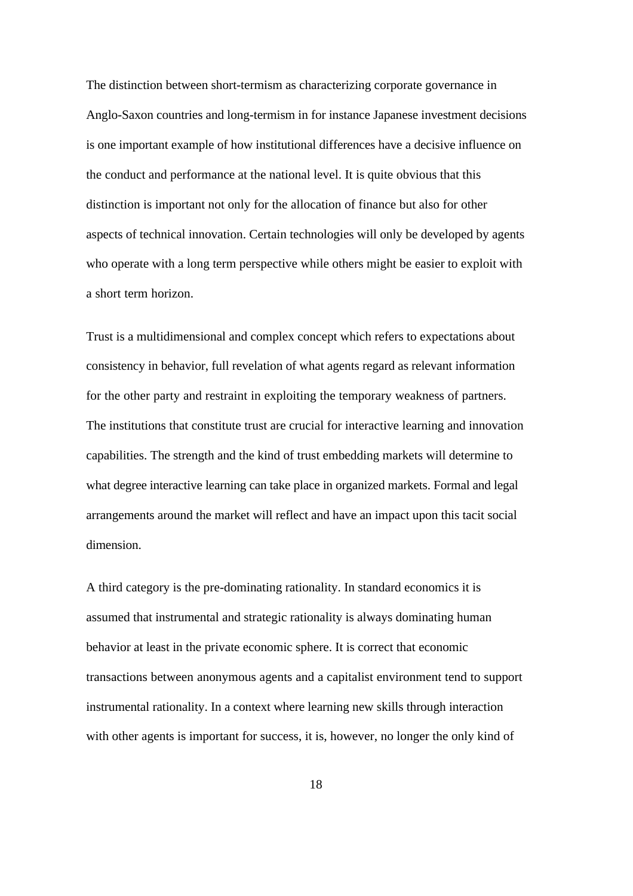The distinction between short-termism as characterizing corporate governance in Anglo-Saxon countries and long-termism in for instance Japanese investment decisions is one important example of how institutional differences have a decisive influence on the conduct and performance at the national level. It is quite obvious that this distinction is important not only for the allocation of finance but also for other aspects of technical innovation. Certain technologies will only be developed by agents who operate with a long term perspective while others might be easier to exploit with a short term horizon.

Trust is a multidimensional and complex concept which refers to expectations about consistency in behavior, full revelation of what agents regard as relevant information for the other party and restraint in exploiting the temporary weakness of partners. The institutions that constitute trust are crucial for interactive learning and innovation capabilities. The strength and the kind of trust embedding markets will determine to what degree interactive learning can take place in organized markets. Formal and legal arrangements around the market will reflect and have an impact upon this tacit social dimension.

A third category is the pre-dominating rationality. In standard economics it is assumed that instrumental and strategic rationality is always dominating human behavior at least in the private economic sphere. It is correct that economic transactions between anonymous agents and a capitalist environment tend to support instrumental rationality. In a context where learning new skills through interaction with other agents is important for success, it is, however, no longer the only kind of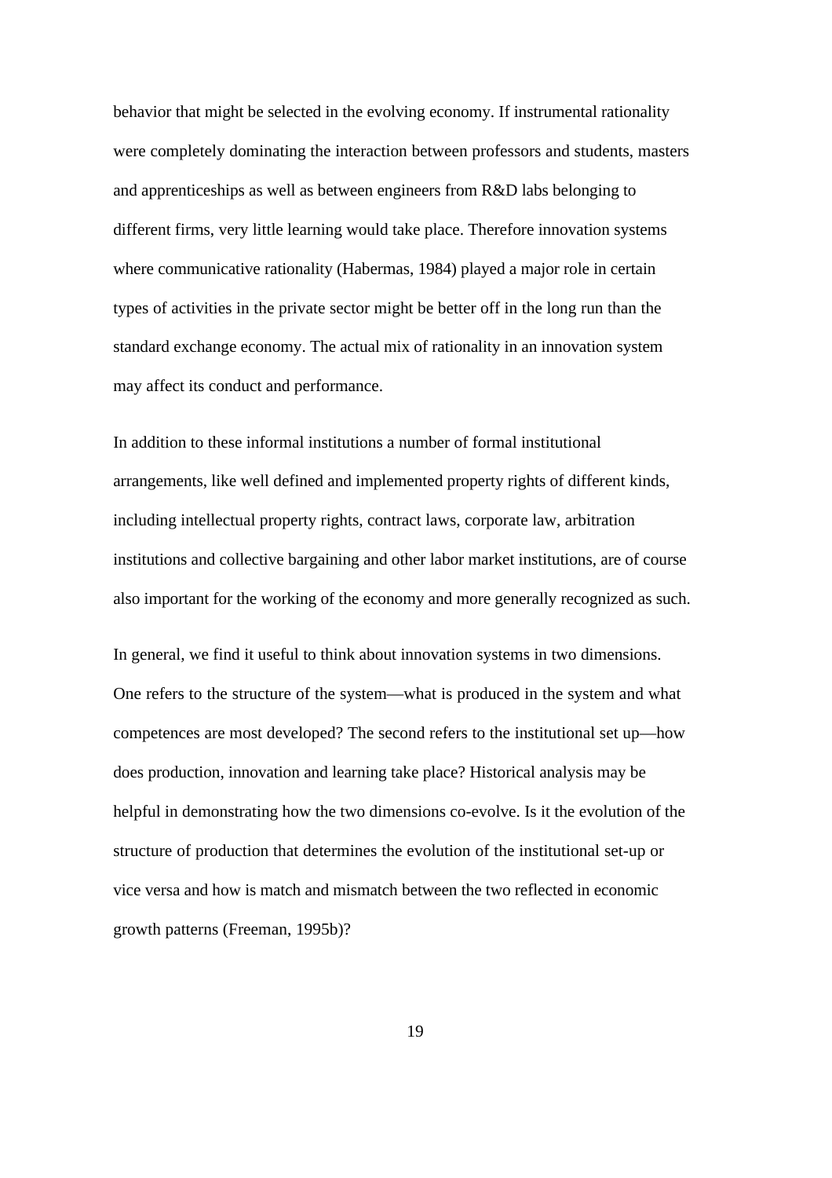behavior that might be selected in the evolving economy. If instrumental rationality were completely dominating the interaction between professors and students, masters and apprenticeships as well as between engineers from R&D labs belonging to different firms, very little learning would take place. Therefore innovation systems where communicative rationality (Habermas, 1984) played a major role in certain types of activities in the private sector might be better off in the long run than the standard exchange economy. The actual mix of rationality in an innovation system may affect its conduct and performance.

In addition to these informal institutions a number of formal institutional arrangements, like well defined and implemented property rights of different kinds, including intellectual property rights, contract laws, corporate law, arbitration institutions and collective bargaining and other labor market institutions, are of course also important for the working of the economy and more generally recognized as such.

In general, we find it useful to think about innovation systems in two dimensions. One refers to the structure of the system—what is produced in the system and what competences are most developed? The second refers to the institutional set up—how does production, innovation and learning take place? Historical analysis may be helpful in demonstrating how the two dimensions co-evolve. Is it the evolution of the structure of production that determines the evolution of the institutional set-up or vice versa and how is match and mismatch between the two reflected in economic growth patterns (Freeman, 1995b)?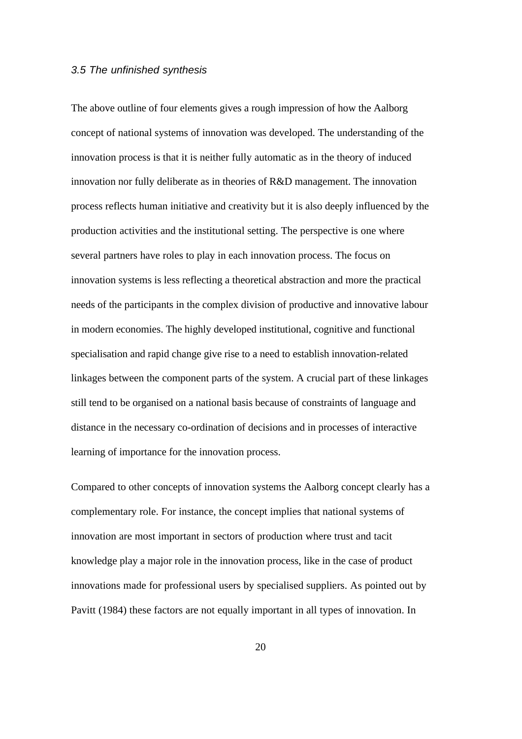### *3.5 The unfinished synthesis*

The above outline of four elements gives a rough impression of how the Aalborg concept of national systems of innovation was developed. The understanding of the innovation process is that it is neither fully automatic as in the theory of induced innovation nor fully deliberate as in theories of R&D management. The innovation process reflects human initiative and creativity but it is also deeply influenced by the production activities and the institutional setting. The perspective is one where several partners have roles to play in each innovation process. The focus on innovation systems is less reflecting a theoretical abstraction and more the practical needs of the participants in the complex division of productive and innovative labour in modern economies. The highly developed institutional, cognitive and functional specialisation and rapid change give rise to a need to establish innovation-related linkages between the component parts of the system. A crucial part of these linkages still tend to be organised on a national basis because of constraints of language and distance in the necessary co-ordination of decisions and in processes of interactive learning of importance for the innovation process.

Compared to other concepts of innovation systems the Aalborg concept clearly has a complementary role. For instance, the concept implies that national systems of innovation are most important in sectors of production where trust and tacit knowledge play a major role in the innovation process, like in the case of product innovations made for professional users by specialised suppliers. As pointed out by Pavitt (1984) these factors are not equally important in all types of innovation. In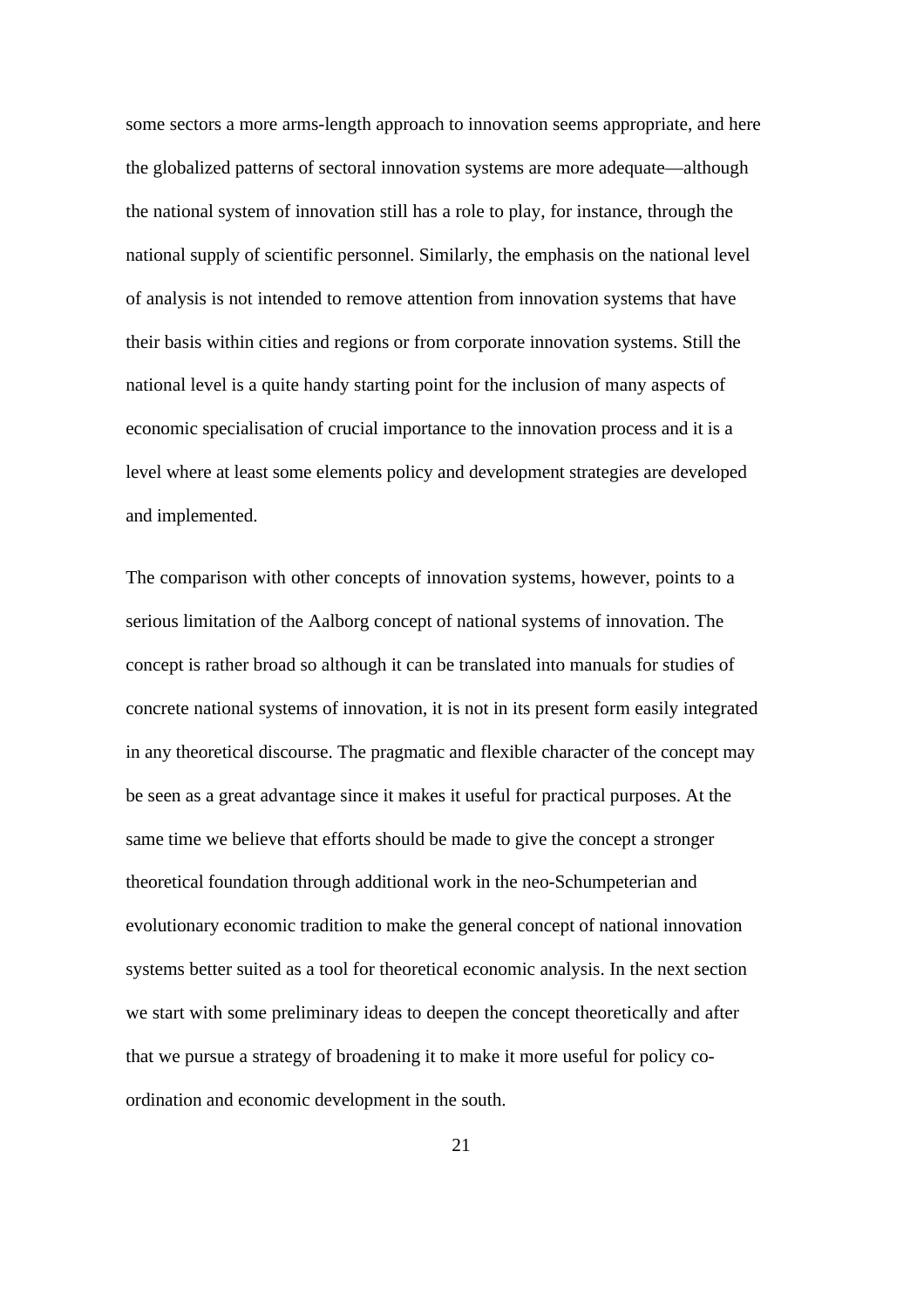some sectors a more arms-length approach to innovation seems appropriate, and here the globalized patterns of sectoral innovation systems are more adequate—although the national system of innovation still has a role to play, for instance, through the national supply of scientific personnel. Similarly, the emphasis on the national level of analysis is not intended to remove attention from innovation systems that have their basis within cities and regions or from corporate innovation systems. Still the national level is a quite handy starting point for the inclusion of many aspects of economic specialisation of crucial importance to the innovation process and it is a level where at least some elements policy and development strategies are developed and implemented.

The comparison with other concepts of innovation systems, however, points to a serious limitation of the Aalborg concept of national systems of innovation. The concept is rather broad so although it can be translated into manuals for studies of concrete national systems of innovation, it is not in its present form easily integrated in any theoretical discourse. The pragmatic and flexible character of the concept may be seen as a great advantage since it makes it useful for practical purposes. At the same time we believe that efforts should be made to give the concept a stronger theoretical foundation through additional work in the neo-Schumpeterian and evolutionary economic tradition to make the general concept of national innovation systems better suited as a tool for theoretical economic analysis. In the next section we start with some preliminary ideas to deepen the concept theoretically and after that we pursue a strategy of broadening it to make it more useful for policy co-ordination and economic development in the south.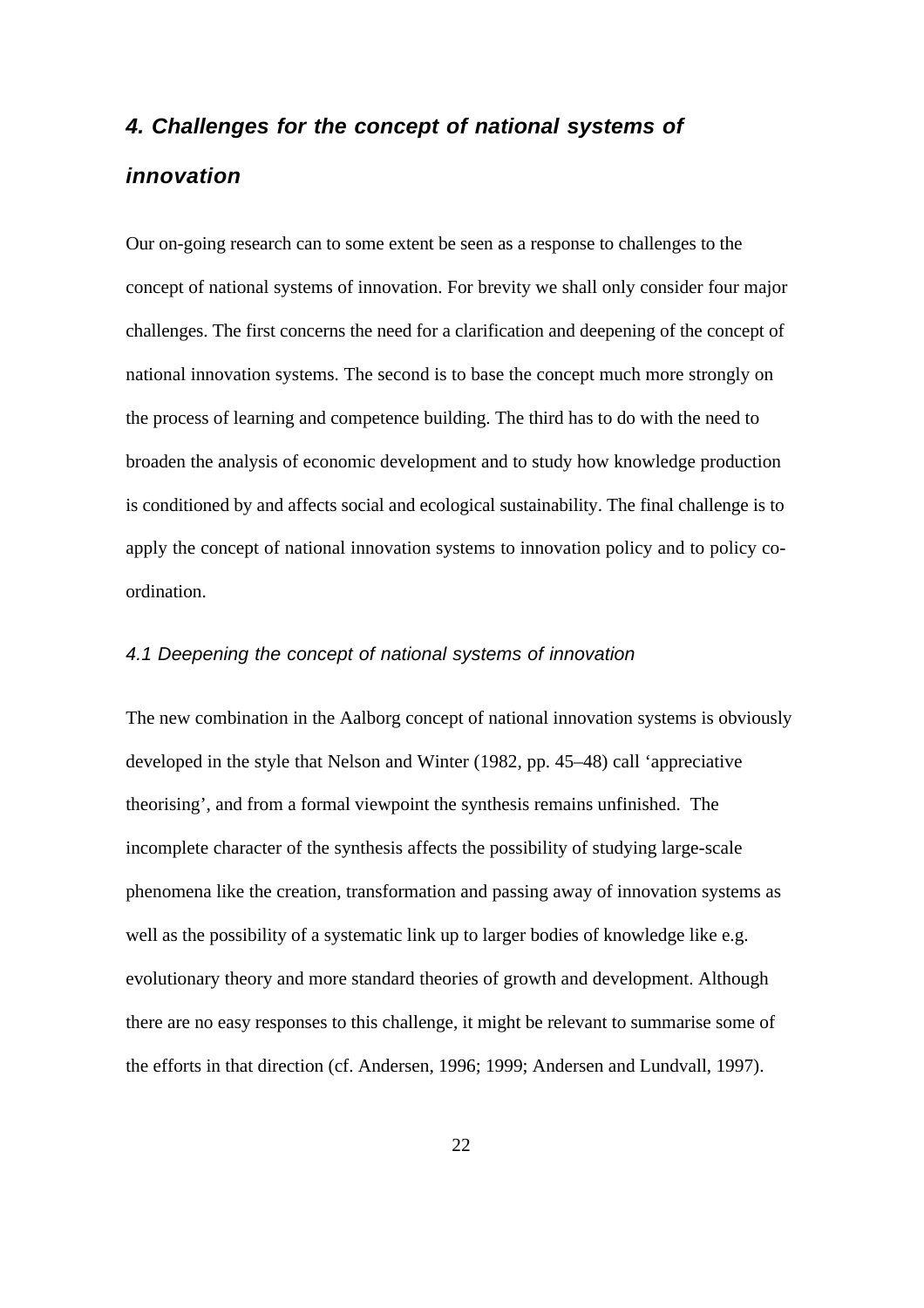## *4. Challenges for the concept of national systems of innovation*

Our on-going research can to some extent be seen as a response to challenges to the concept of national systems of innovation. For brevity we shall only consider four major challenges. The first concerns the need for a clarification and deepening of the concept of national innovation systems. The second is to base the concept much more strongly on the process of learning and competence building. The third has to do with the need to broaden the analysis of economic development and to study how knowledge production is conditioned by and affects social and ecological sustainability. The final challenge is to apply the concept of national innovation systems to innovation policy and to policy co-ordination.

### *4.1 Deepening the concept of national systems of innovation*

The new combination in the Aalborg concept of national innovation systems is obviously developed in the style that Nelson and Winter (1982, pp. 45–48) call 'appreciative theorising', and from a formal viewpoint the synthesis remains unfinished. The incomplete character of the synthesis affects the possibility of studying large-scale phenomena like the creation, transformation and passing away of innovation systems as well as the possibility of a systematic link up to larger bodies of knowledge like e.g. evolutionary theory and more standard theories of growth and development. Although there are no easy responses to this challenge, it might be relevant to summarise some of the efforts in that direction (cf. Andersen, 1996; 1999; Andersen and Lundvall, 1997).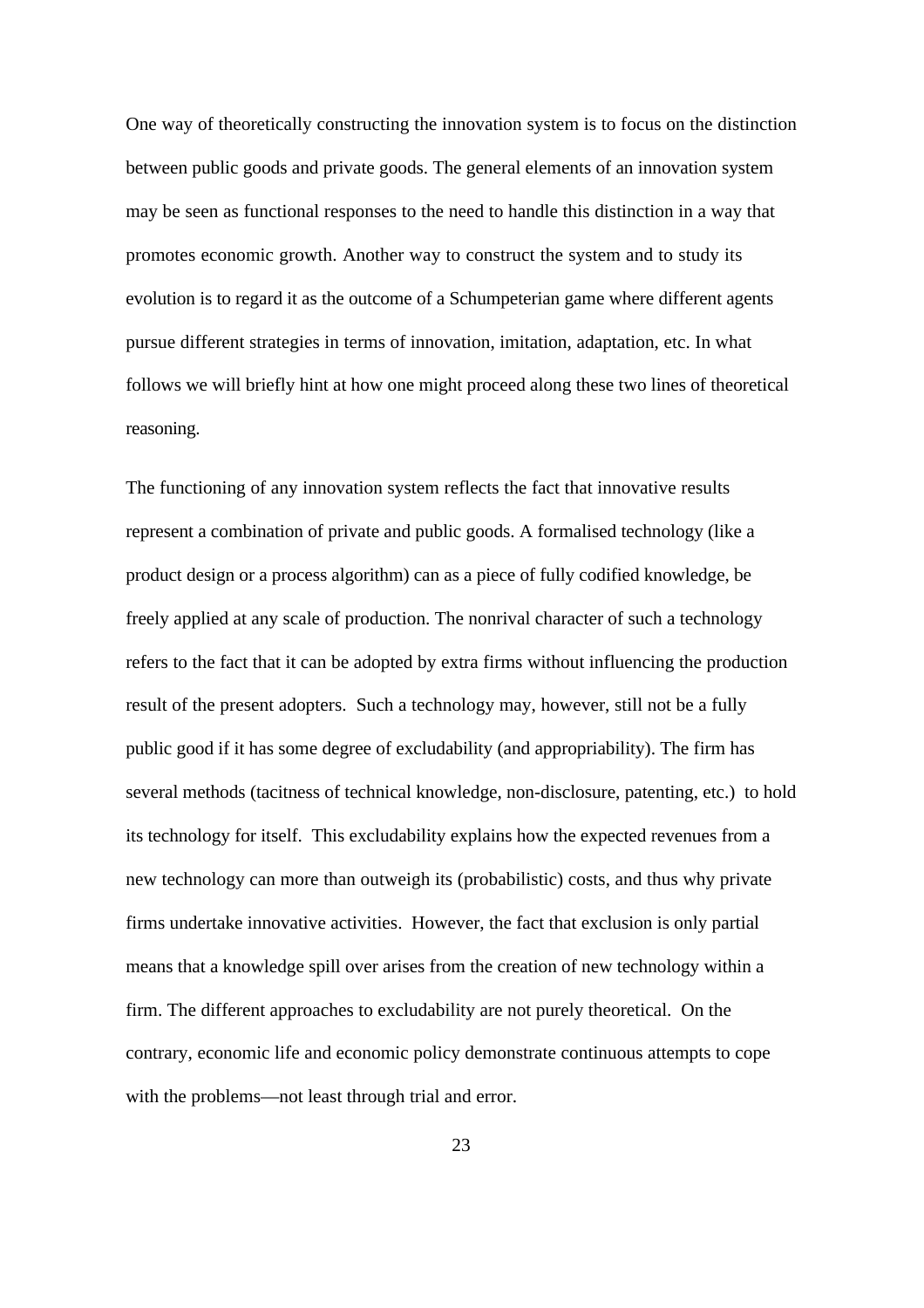One way of theoretically constructing the innovation system is to focus on the distinction between public goods and private goods. The general elements of an innovation system may be seen as functional responses to the need to handle this distinction in a way that promotes economic growth. Another way to construct the system and to study its evolution is to regard it as the outcome of a Schumpeterian game where different agents pursue different strategies in terms of innovation, imitation, adaptation, etc. In what follows we will briefly hint at how one might proceed along these two lines of theoretical reasoning.

The functioning of any innovation system reflects the fact that innovative results represent a combination of private and public goods. A formalised technology (like a product design or a process algorithm) can as a piece of fully codified knowledge, be freely applied at any scale of production. The nonrival character of such a technology refers to the fact that it can be adopted by extra firms without influencing the production result of the present adopters. Such a technology may, however, still not be a fully public good if it has some degree of excludability (and appropriability). The firm has several methods (tacitness of technical knowledge, non-disclosure, patenting, etc.) to hold its technology for itself. This excludability explains how the expected revenues from a new technology can more than outweigh its (probabilistic) costs, and thus why private firms undertake innovative activities. However, the fact that exclusion is only partial means that a knowledge spill over arises from the creation of new technology within a firm. The different approaches to excludability are not purely theoretical. On the contrary, economic life and economic policy demonstrate continuous attempts to cope with the problems—not least through trial and error.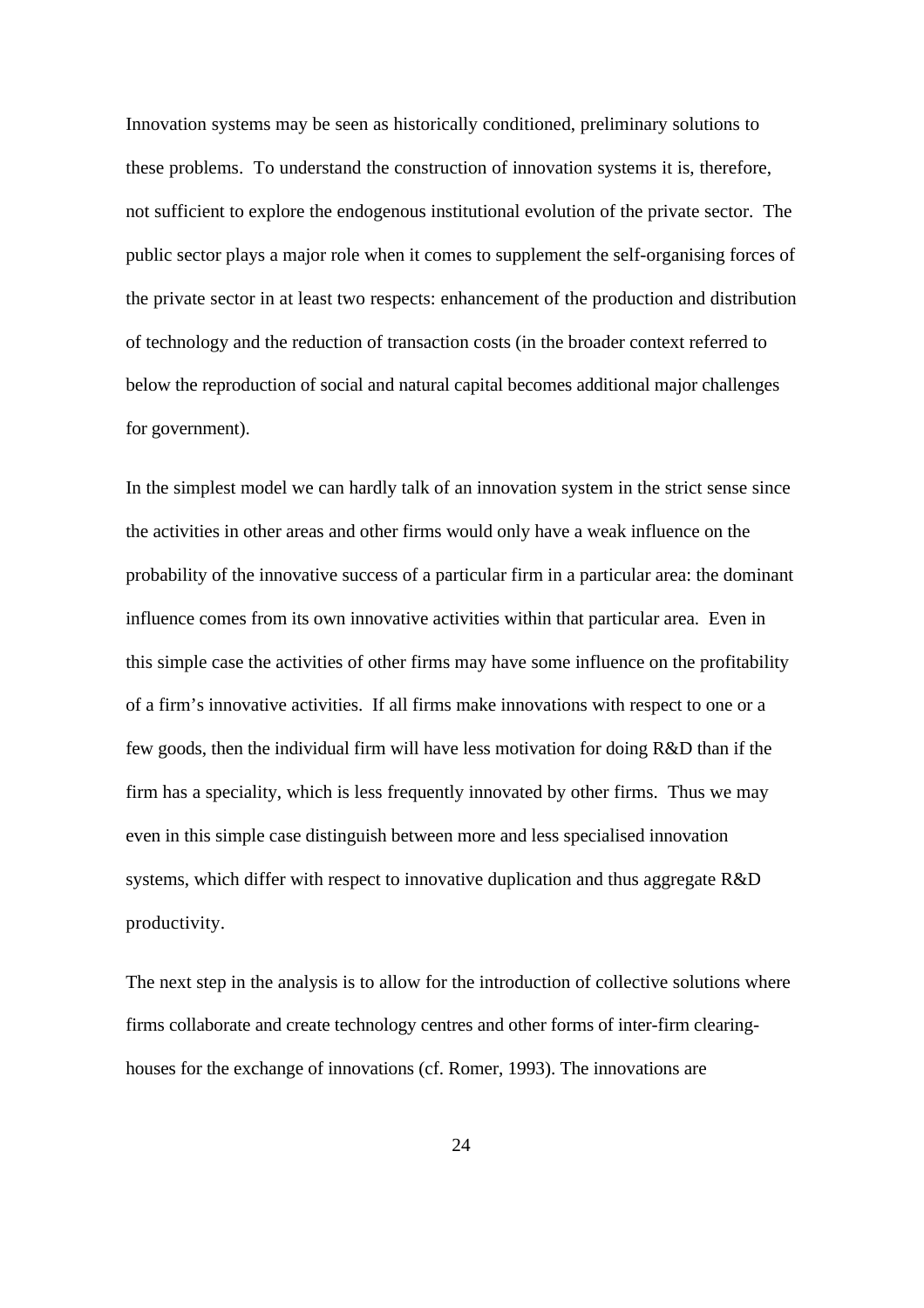Innovation systems may be seen as historically conditioned, preliminary solutions to these problems. To understand the construction of innovation systems it is, therefore, not sufficient to explore the endogenous institutional evolution of the private sector. The public sector plays a major role when it comes to supplement the self-organising forces of the private sector in at least two respects: enhancement of the production and distribution of technology and the reduction of transaction costs (in the broader context referred to below the reproduction of social and natural capital becomes additional major challenges for government).

In the simplest model we can hardly talk of an innovation system in the strict sense since the activities in other areas and other firms would only have a weak influence on the probability of the innovative success of a particular firm in a particular area: the dominant influence comes from its own innovative activities within that particular area. Even in this simple case the activities of other firms may have some influence on the profitability of a firm's innovative activities. If all firms make innovations with respect to one or a few goods, then the individual firm will have less motivation for doing R&D than if the firm has a speciality, which is less frequently innovated by other firms. Thus we may even in this simple case distinguish between more and less specialised innovation systems, which differ with respect to innovative duplication and thus aggregate R&D productivity.

The next step in the analysis is to allow for the introduction of collective solutions where firms collaborate and create technology centres and other forms of inter-firm clearing-houses for the exchange of innovations (cf. Romer, 1993). The innovations are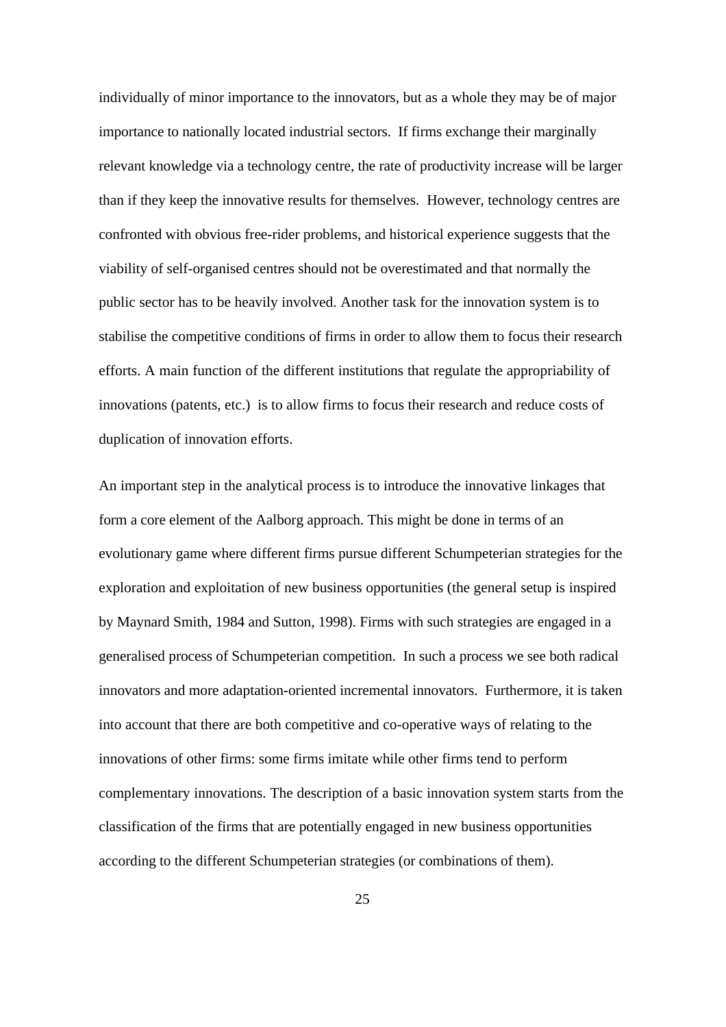individually of minor importance to the innovators, but as a whole they may be of major importance to nationally located industrial sectors. If firms exchange their marginally relevant knowledge via a technology centre, the rate of productivity increase will be larger than if they keep the innovative results for themselves. However, technology centres are confronted with obvious free-rider problems, and historical experience suggests that the viability of self-organised centres should not be overestimated and that normally the public sector has to be heavily involved. Another task for the innovation system is to stabilise the competitive conditions of firms in order to allow them to focus their research efforts. A main function of the different institutions that regulate the appropriability of innovations (patents, etc.) is to allow firms to focus their research and reduce costs of duplication of innovation efforts.

An important step in the analytical process is to introduce the innovative linkages that form a core element of the Aalborg approach. This might be done in terms of an evolutionary game where different firms pursue different Schumpeterian strategies for the exploration and exploitation of new business opportunities (the general setup is inspired by Maynard Smith, 1984 and Sutton, 1998). Firms with such strategies are engaged in a generalised process of Schumpeterian competition. In such a process we see both radical innovators and more adaptation-oriented incremental innovators. Furthermore, it is taken into account that there are both competitive and co-operative ways of relating to the innovations of other firms: some firms imitate while other firms tend to perform complementary innovations. The description of a basic innovation system starts from the classification of the firms that are potentially engaged in new business opportunities according to the different Schumpeterian strategies (or combinations of them).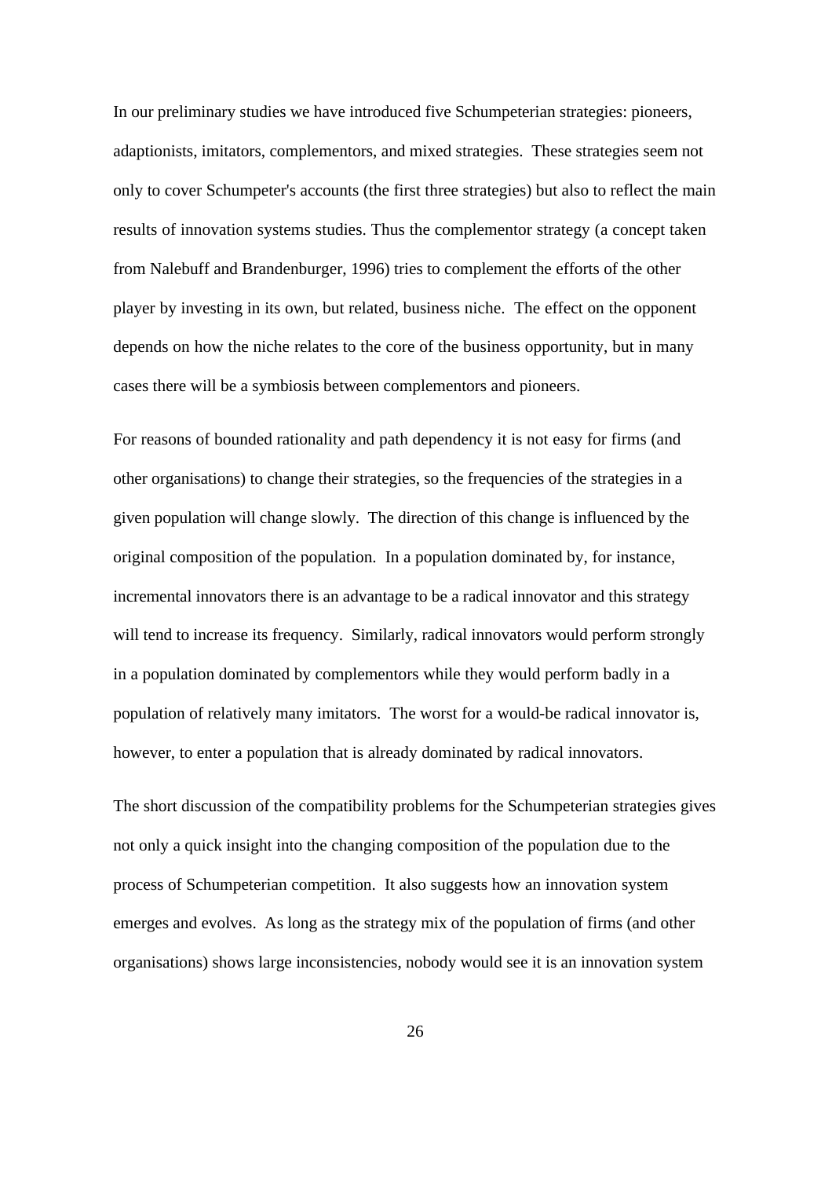In our preliminary studies we have introduced five Schumpeterian strategies: pioneers, adaptionists, imitators, complementors, and mixed strategies. These strategies seem not only to cover Schumpeter's accounts (the first three strategies) but also to reflect the main results of innovation systems studies. Thus the complementor strategy (a concept taken from Nalebuff and Brandenburger, 1996) tries to complement the efforts of the other player by investing in its own, but related, business niche. The effect on the opponent depends on how the niche relates to the core of the business opportunity, but in many cases there will be a symbiosis between complementors and pioneers.

For reasons of bounded rationality and path dependency it is not easy for firms (and other organisations) to change their strategies, so the frequencies of the strategies in a given population will change slowly. The direction of this change is influenced by the original composition of the population. In a population dominated by, for instance, incremental innovators there is an advantage to be a radical innovator and this strategy will tend to increase its frequency. Similarly, radical innovators would perform strongly in a population dominated by complementors while they would perform badly in a population of relatively many imitators. The worst for a would-be radical innovator is, however, to enter a population that is already dominated by radical innovators.

The short discussion of the compatibility problems for the Schumpeterian strategies gives not only a quick insight into the changing composition of the population due to the process of Schumpeterian competition. It also suggests how an innovation system emerges and evolves. As long as the strategy mix of the population of firms (and other organisations) shows large inconsistencies, nobody would see it is an innovation system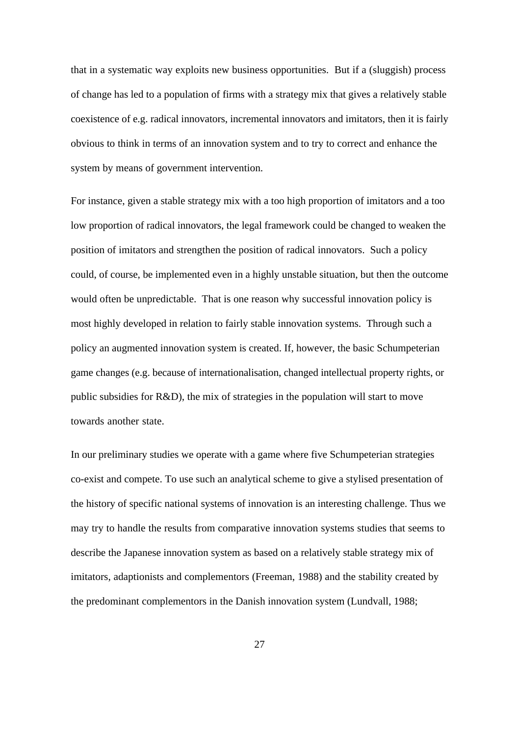that in a systematic way exploits new business opportunities.  But if a (sluggish) process of change has led to a population of firms with a strategy mix that gives a relatively stable coexistence of e.g. radical innovators, incremental innovators and imitators, then it is fairly obvious to think in terms of an innovation system and to try to correct and enhance the system by means of government intervention.

For instance, given a stable strategy mix with a too high proportion of imitators and a too low proportion of radical innovators, the legal framework could be changed to weaken the position of imitators and strengthen the position of radical innovators.  Such a policy could, of course, be implemented even in a highly unstable situation, but then the outcome would often be unpredictable.  That is one reason why successful innovation policy is most highly developed in relation to fairly stable innovation systems.  Through such a policy an augmented innovation system is created. If, however, the basic Schumpeterian game changes (e.g. because of internationalisation, changed intellectual property rights, or public subsidies for R&D), the mix of strategies in the population will start to move towards another state.

In our preliminary studies we operate with a game where five Schumpeterian strategies co-exist and compete. To use such an analytical scheme to give a stylised presentation of the history of specific national systems of innovation is an interesting challenge. Thus we may try to handle the results from comparative innovation systems studies that seems to describe the Japanese innovation system as based on a relatively stable strategy mix of imitators, adaptionists and complementors (Freeman, 1988) and the stability created by the predominant complementors in the Danish innovation system (Lundvall, 1988;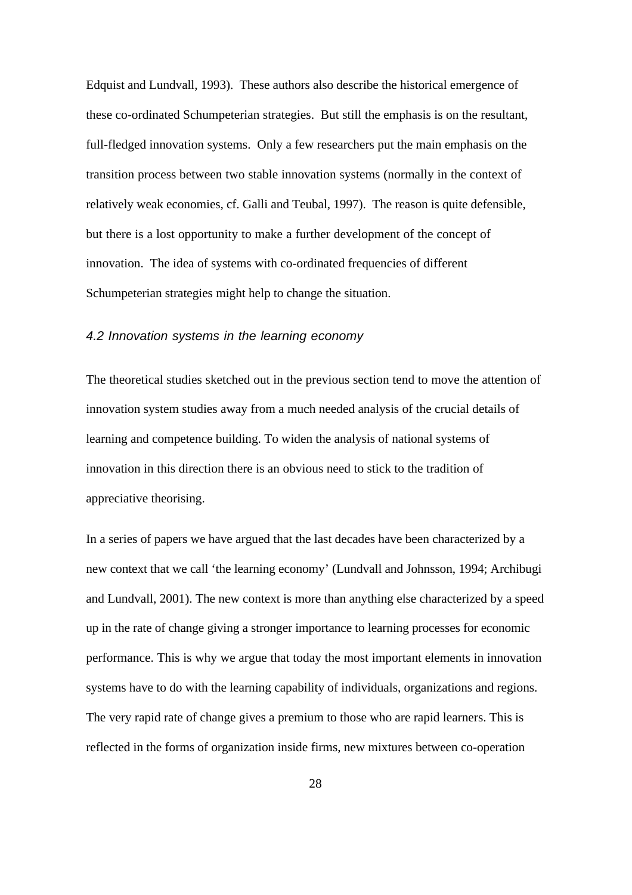Edquist and Lundvall, 1993). These authors also describe the historical emergence of these co-ordinated Schumpeterian strategies. But still the emphasis is on the resultant, full-fledged innovation systems. Only a few researchers put the main emphasis on the transition process between two stable innovation systems (normally in the context of relatively weak economies, cf. Galli and Teubal, 1997). The reason is quite defensible, but there is a lost opportunity to make a further development of the concept of innovation. The idea of systems with co-ordinated frequencies of different Schumpeterian strategies might help to change the situation.

### *4.2 Innovation systems in the learning economy*

The theoretical studies sketched out in the previous section tend to move the attention of innovation system studies away from a much needed analysis of the crucial details of learning and competence building. To widen the analysis of national systems of innovation in this direction there is an obvious need to stick to the tradition of appreciative theorising.

In a series of papers we have argued that the last decades have been characterized by a new context that we call 'the learning economy' (Lundvall and Johnsson, 1994; Archibugi and Lundvall, 2001). The new context is more than anything else characterized by a speed up in the rate of change giving a stronger importance to learning processes for economic performance. This is why we argue that today the most important elements in innovation systems have to do with the learning capability of individuals, organizations and regions. The very rapid rate of change gives a premium to those who are rapid learners. This is reflected in the forms of organization inside firms, new mixtures between co-operation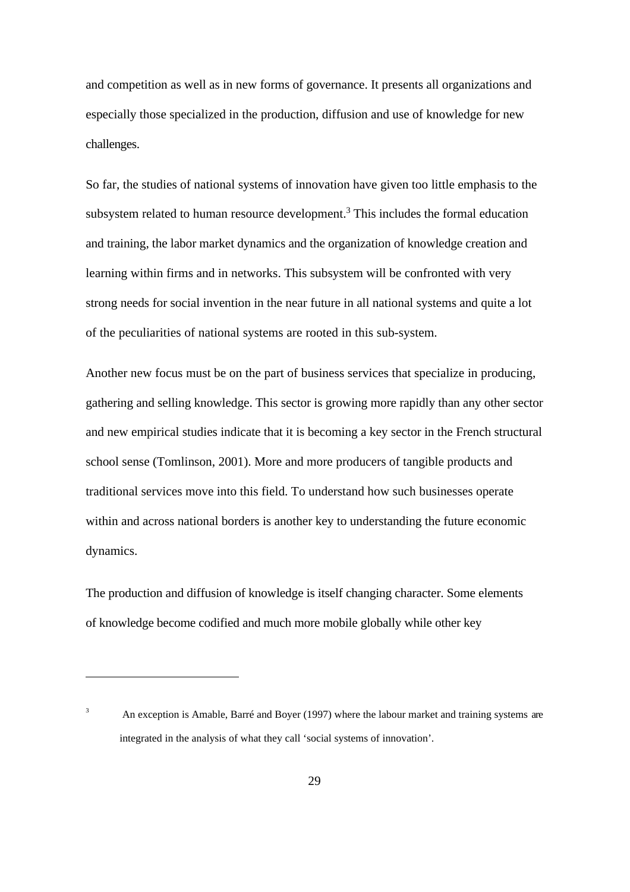and competition as well as in new forms of governance. It presents all organizations and especially those specialized in the production, diffusion and use of knowledge for new challenges.

So far, the studies of national systems of innovation have given too little emphasis to the subsystem related to human resource development.[3] This includes the formal education and training, the labor market dynamics and the organization of knowledge creation and learning within firms and in networks. This subsystem will be confronted with very strong needs for social invention in the near future in all national systems and quite a lot of the peculiarities of national systems are rooted in this sub-system.

Another new focus must be on the part of business services that specialize in producing, gathering and selling knowledge. This sector is growing more rapidly than any other sector and new empirical studies indicate that it is becoming a key sector in the French structural school sense (Tomlinson, 2001). More and more producers of tangible products and traditional services move into this field. To understand how such businesses operate within and across national borders is another key to understanding the future economic dynamics.

The production and diffusion of knowledge is itself changing character. Some elements of knowledge become codified and much more mobile globally while other key

---

[3] An exception is Amable, Barré and Boyer (1997) where the labour market and training systems are integrated in the analysis of what they call 'social systems of innovation'.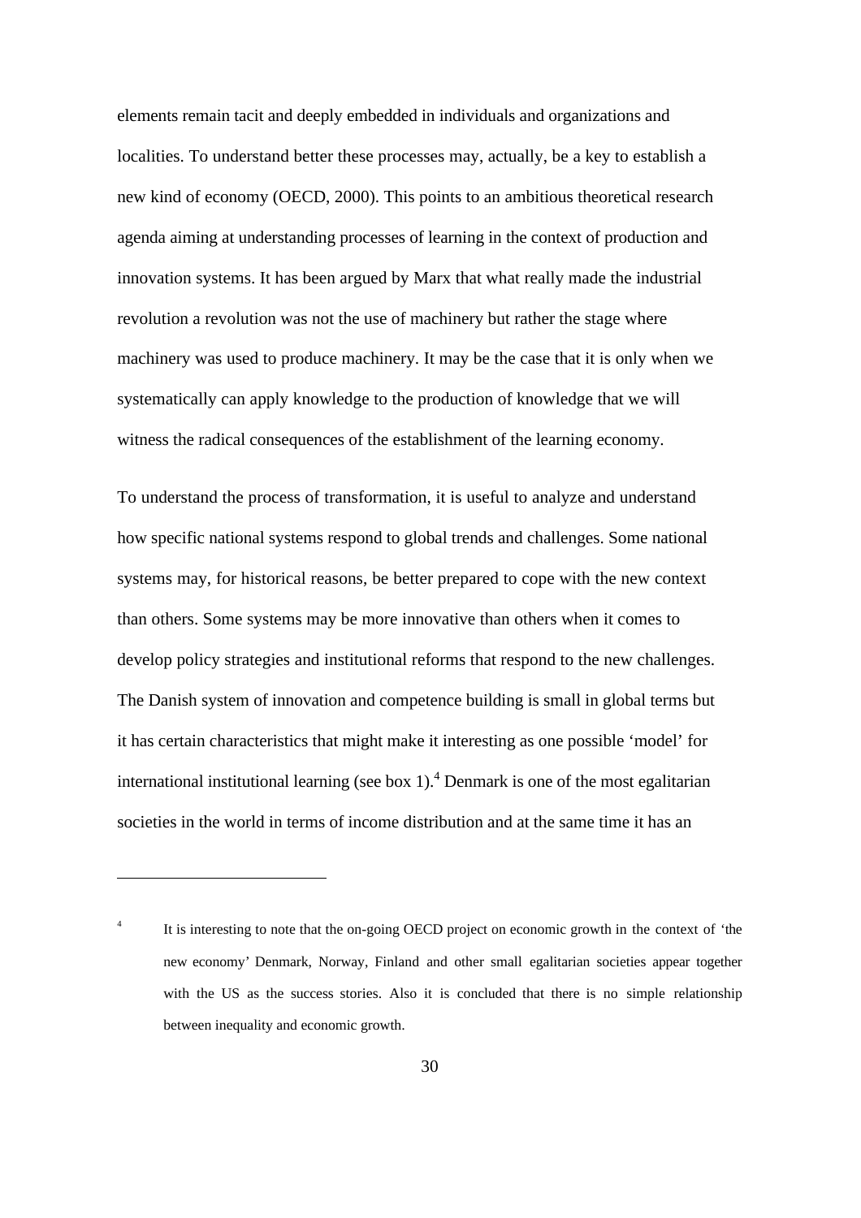elements remain tacit and deeply embedded in individuals and organizations and localities. To understand better these processes may, actually, be a key to establish a new kind of economy (OECD, 2000). This points to an ambitious theoretical research agenda aiming at understanding processes of learning in the context of production and innovation systems. It has been argued by Marx that what really made the industrial revolution a revolution was not the use of machinery but rather the stage where machinery was used to produce machinery. It may be the case that it is only when we systematically can apply knowledge to the production of knowledge that we will witness the radical consequences of the establishment of the learning economy.

To understand the process of transformation, it is useful to analyze and understand how specific national systems respond to global trends and challenges. Some national systems may, for historical reasons, be better prepared to cope with the new context than others. Some systems may be more innovative than others when it comes to develop policy strategies and institutional reforms that respond to the new challenges. The Danish system of innovation and competence building is small in global terms but it has certain characteristics that might make it interesting as one possible 'model' for international institutional learning (see box 1).[4] Denmark is one of the most egalitarian societies in the world in terms of income distribution and at the same time it has an

---

[4] It is interesting to note that the on-going OECD project on economic growth in the context of 'the new economy' Denmark, Norway, Finland and other small egalitarian societies appear together with the US as the success stories. Also it is concluded that there is no simple relationship between inequality and economic growth.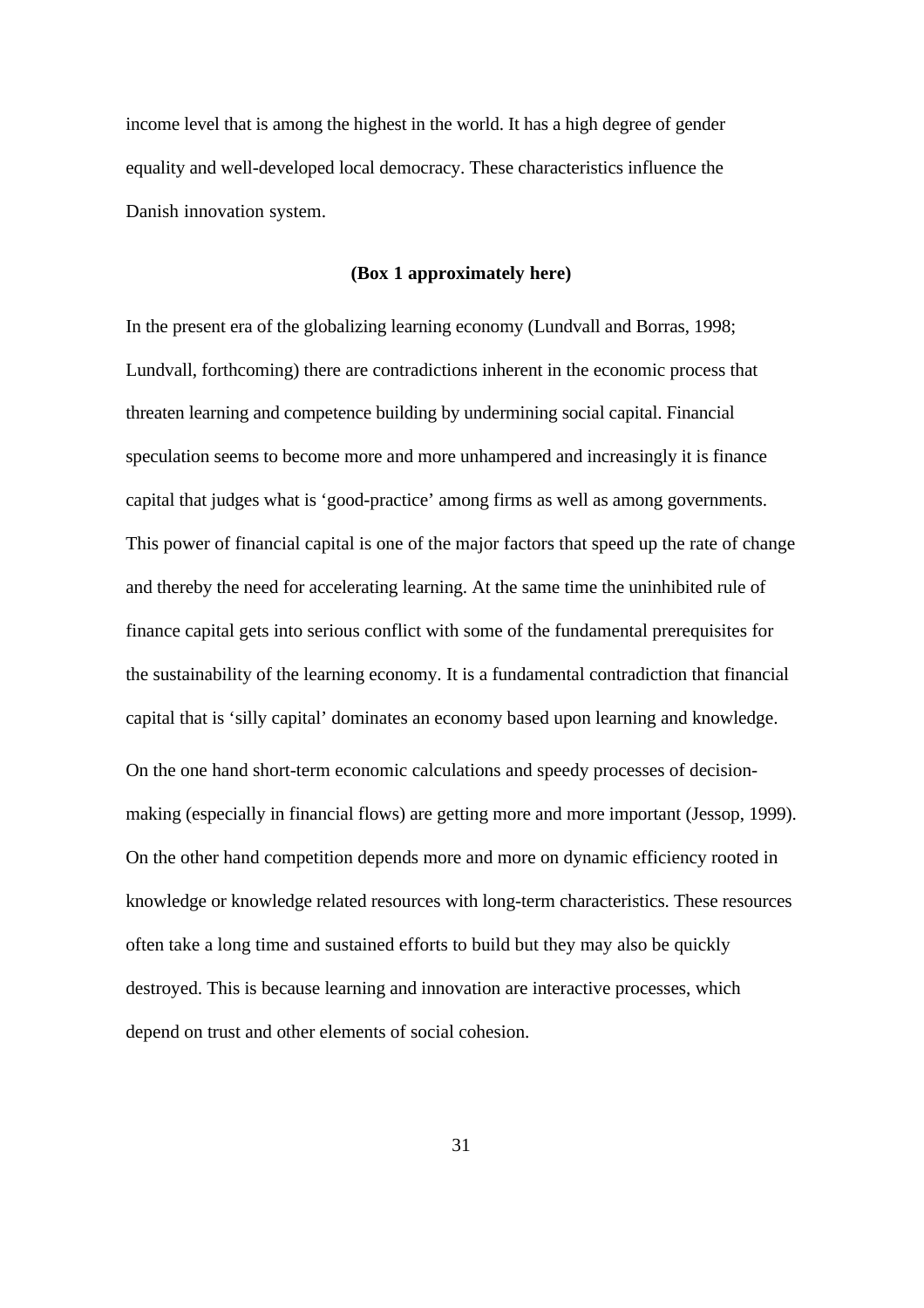income level that is among the highest in the world. It has a high degree of gender equality and well-developed local democracy. These characteristics influence the Danish innovation system.

**(Box 1 approximately here)**

In the present era of the globalizing learning economy (Lundvall and Borras, 1998; Lundvall, forthcoming) there are contradictions inherent in the economic process that threaten learning and competence building by undermining social capital. Financial speculation seems to become more and more unhampered and increasingly it is finance capital that judges what is 'good-practice' among firms as well as among governments. This power of financial capital is one of the major factors that speed up the rate of change and thereby the need for accelerating learning. At the same time the uninhibited rule of finance capital gets into serious conflict with some of the fundamental prerequisites for the sustainability of the learning economy. It is a fundamental contradiction that financial capital that is 'silly capital' dominates an economy based upon learning and knowledge.

On the one hand short-term economic calculations and speedy processes of decision-making (especially in financial flows) are getting more and more important (Jessop, 1999). On the other hand competition depends more and more on dynamic efficiency rooted in knowledge or knowledge related resources with long-term characteristics. These resources often take a long time and sustained efforts to build but they may also be quickly destroyed. This is because learning and innovation are interactive processes, which depend on trust and other elements of social cohesion.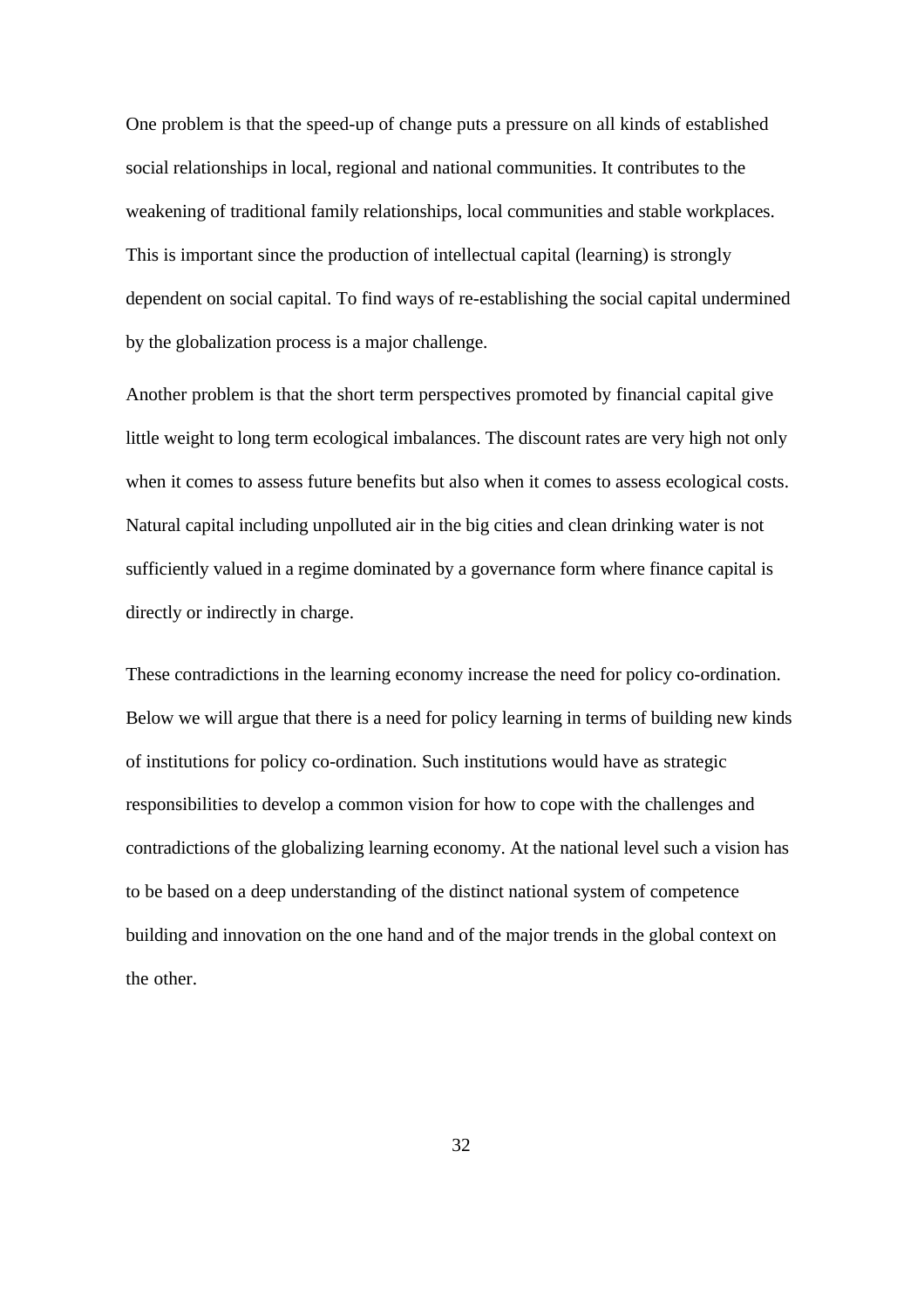One problem is that the speed-up of change puts a pressure on all kinds of established social relationships in local, regional and national communities. It contributes to the weakening of traditional family relationships, local communities and stable workplaces. This is important since the production of intellectual capital (learning) is strongly dependent on social capital. To find ways of re-establishing the social capital undermined by the globalization process is a major challenge.

Another problem is that the short term perspectives promoted by financial capital give little weight to long term ecological imbalances. The discount rates are very high not only when it comes to assess future benefits but also when it comes to assess ecological costs. Natural capital including unpolluted air in the big cities and clean drinking water is not sufficiently valued in a regime dominated by a governance form where finance capital is directly or indirectly in charge.

These contradictions in the learning economy increase the need for policy co-ordination. Below we will argue that there is a need for policy learning in terms of building new kinds of institutions for policy co-ordination. Such institutions would have as strategic responsibilities to develop a common vision for how to cope with the challenges and contradictions of the globalizing learning economy. At the national level such a vision has to be based on a deep understanding of the distinct national system of competence building and innovation on the one hand and of the major trends in the global context on the other.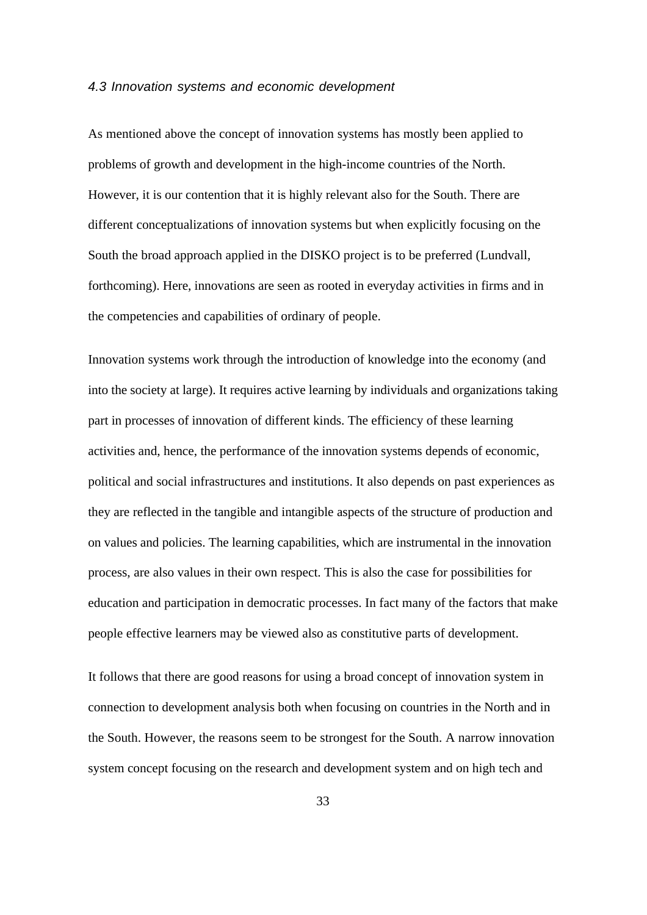### *4.3 Innovation systems and economic development*

As mentioned above the concept of innovation systems has mostly been applied to problems of growth and development in the high-income countries of the North. However, it is our contention that it is highly relevant also for the South. There are different conceptualizations of innovation systems but when explicitly focusing on the South the broad approach applied in the DISKO project is to be preferred (Lundvall, forthcoming). Here, innovations are seen as rooted in everyday activities in firms and in the competencies and capabilities of ordinary of people.

Innovation systems work through the introduction of knowledge into the economy (and into the society at large). It requires active learning by individuals and organizations taking part in processes of innovation of different kinds. The efficiency of these learning activities and, hence, the performance of the innovation systems depends of economic, political and social infrastructures and institutions. It also depends on past experiences as they are reflected in the tangible and intangible aspects of the structure of production and on values and policies. The learning capabilities, which are instrumental in the innovation process, are also values in their own respect. This is also the case for possibilities for education and participation in democratic processes. In fact many of the factors that make people effective learners may be viewed also as constitutive parts of development.

It follows that there are good reasons for using a broad concept of innovation system in connection to development analysis both when focusing on countries in the North and in the South. However, the reasons seem to be strongest for the South. A narrow innovation system concept focusing on the research and development system and on high tech and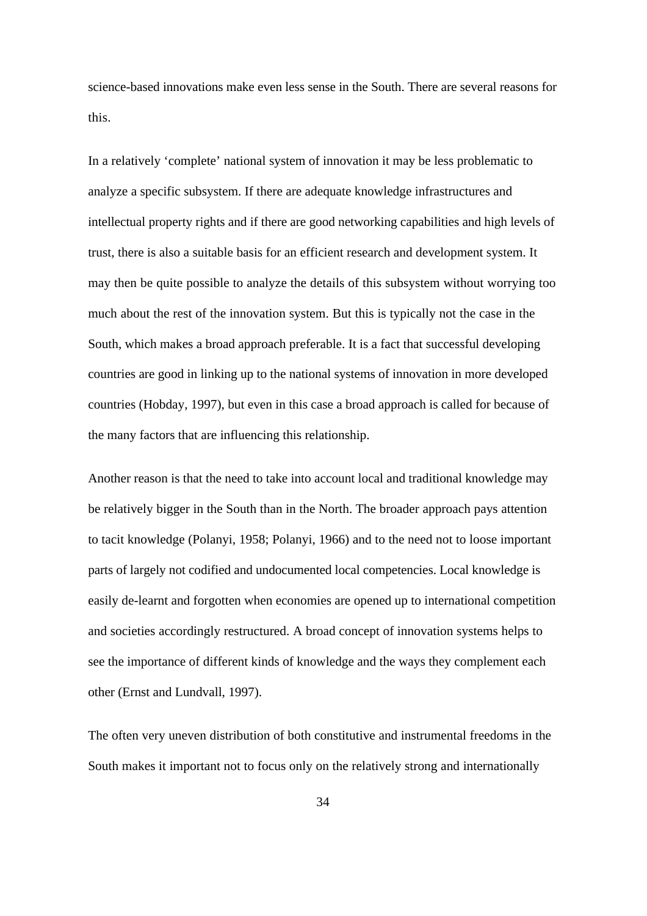science-based innovations make even less sense in the South. There are several reasons for this.

In a relatively 'complete' national system of innovation it may be less problematic to analyze a specific subsystem. If there are adequate knowledge infrastructures and intellectual property rights and if there are good networking capabilities and high levels of trust, there is also a suitable basis for an efficient research and development system. It may then be quite possible to analyze the details of this subsystem without worrying too much about the rest of the innovation system. But this is typically not the case in the South, which makes a broad approach preferable. It is a fact that successful developing countries are good in linking up to the national systems of innovation in more developed countries (Hobday, 1997), but even in this case a broad approach is called for because of the many factors that are influencing this relationship.

Another reason is that the need to take into account local and traditional knowledge may be relatively bigger in the South than in the North. The broader approach pays attention to tacit knowledge (Polanyi, 1958; Polanyi, 1966) and to the need not to loose important parts of largely not codified and undocumented local competencies. Local knowledge is easily de-learnt and forgotten when economies are opened up to international competition and societies accordingly restructured. A broad concept of innovation systems helps to see the importance of different kinds of knowledge and the ways they complement each other (Ernst and Lundvall, 1997).

The often very uneven distribution of both constitutive and instrumental freedoms in the South makes it important not to focus only on the relatively strong and internationally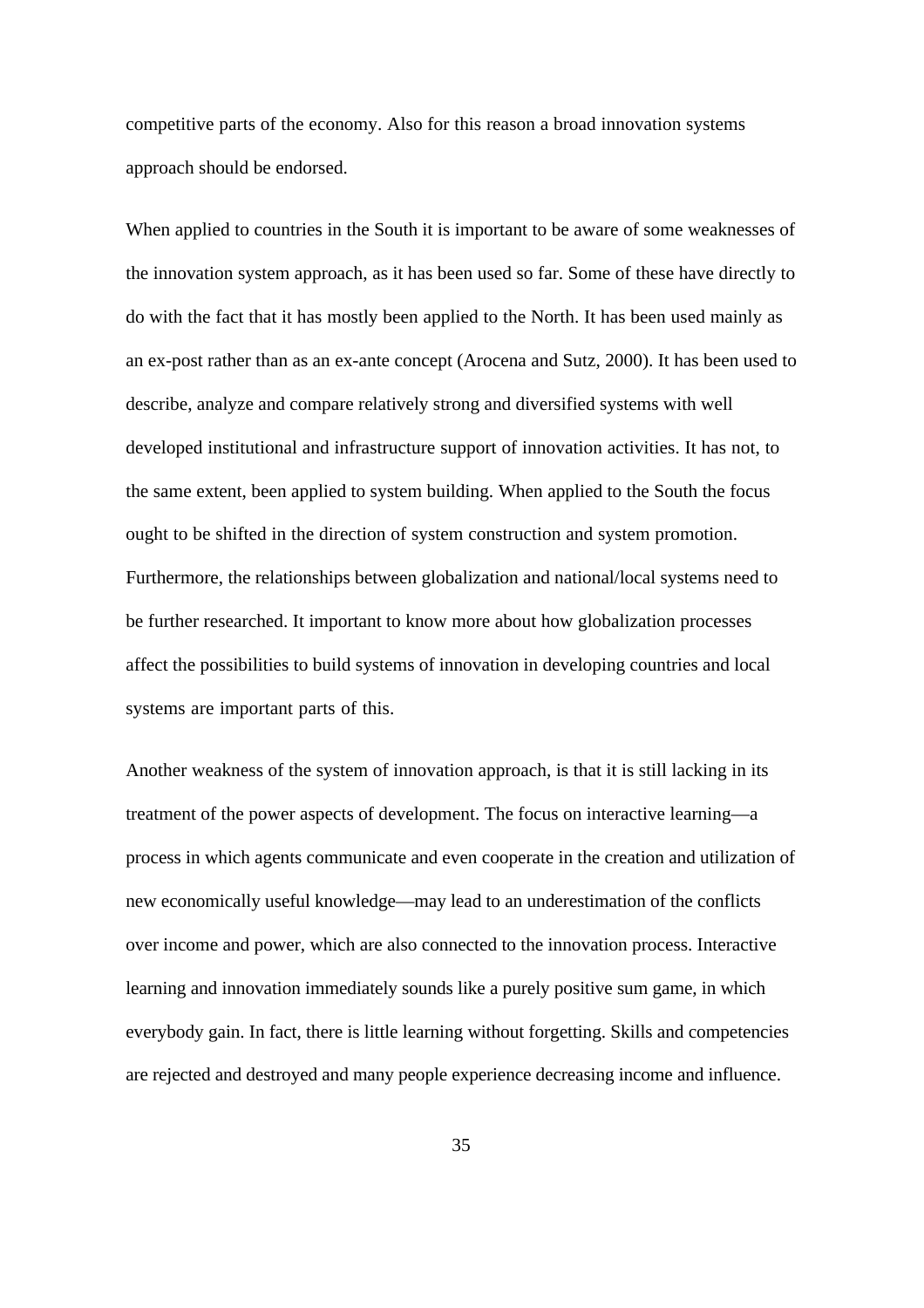competitive parts of the economy. Also for this reason a broad innovation systems approach should be endorsed.

When applied to countries in the South it is important to be aware of some weaknesses of the innovation system approach, as it has been used so far. Some of these have directly to do with the fact that it has mostly been applied to the North. It has been used mainly as an ex-post rather than as an ex-ante concept (Arocena and Sutz, 2000). It has been used to describe, analyze and compare relatively strong and diversified systems with well developed institutional and infrastructure support of innovation activities. It has not, to the same extent, been applied to system building. When applied to the South the focus ought to be shifted in the direction of system construction and system promotion. Furthermore, the relationships between globalization and national/local systems need to be further researched. It important to know more about how globalization processes affect the possibilities to build systems of innovation in developing countries and local systems are important parts of this.

Another weakness of the system of innovation approach, is that it is still lacking in its treatment of the power aspects of development. The focus on interactive learning—a process in which agents communicate and even cooperate in the creation and utilization of new economically useful knowledge—may lead to an underestimation of the conflicts over income and power, which are also connected to the innovation process. Interactive learning and innovation immediately sounds like a purely positive sum game, in which everybody gain. In fact, there is little learning without forgetting. Skills and competencies are rejected and destroyed and many people experience decreasing income and influence.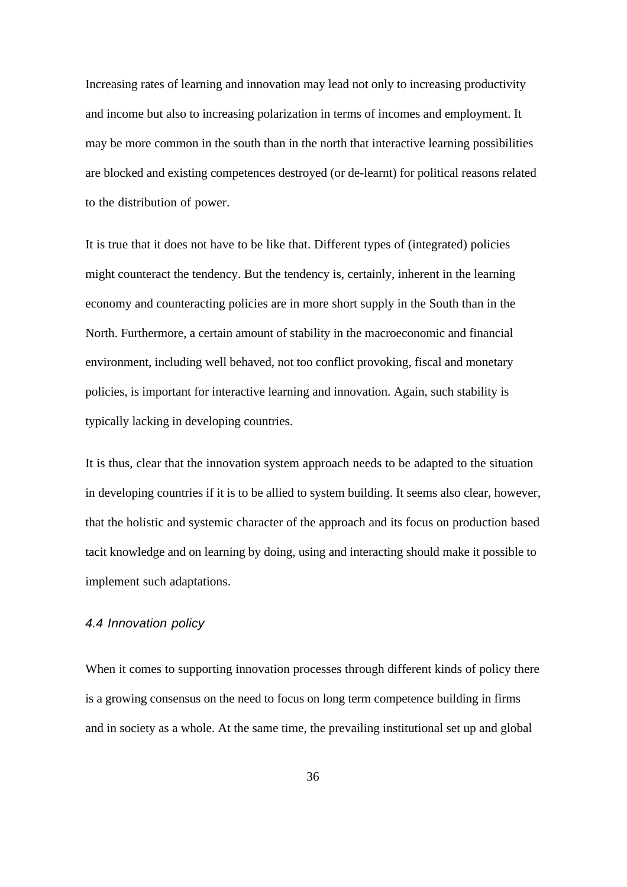Increasing rates of learning and innovation may lead not only to increasing productivity and income but also to increasing polarization in terms of incomes and employment. It may be more common in the south than in the north that interactive learning possibilities are blocked and existing competences destroyed (or de-learnt) for political reasons related to the distribution of power.

It is true that it does not have to be like that. Different types of (integrated) policies might counteract the tendency. But the tendency is, certainly, inherent in the learning economy and counteracting policies are in more short supply in the South than in the North. Furthermore, a certain amount of stability in the macroeconomic and financial environment, including well behaved, not too conflict provoking, fiscal and monetary policies, is important for interactive learning and innovation. Again, such stability is typically lacking in developing countries.

It is thus, clear that the innovation system approach needs to be adapted to the situation in developing countries if it is to be allied to system building. It seems also clear, however, that the holistic and systemic character of the approach and its focus on production based tacit knowledge and on learning by doing, using and interacting should make it possible to implement such adaptations.

### *4.4 Innovation policy*

When it comes to supporting innovation processes through different kinds of policy there is a growing consensus on the need to focus on long term competence building in firms and in society as a whole. At the same time, the prevailing institutional set up and global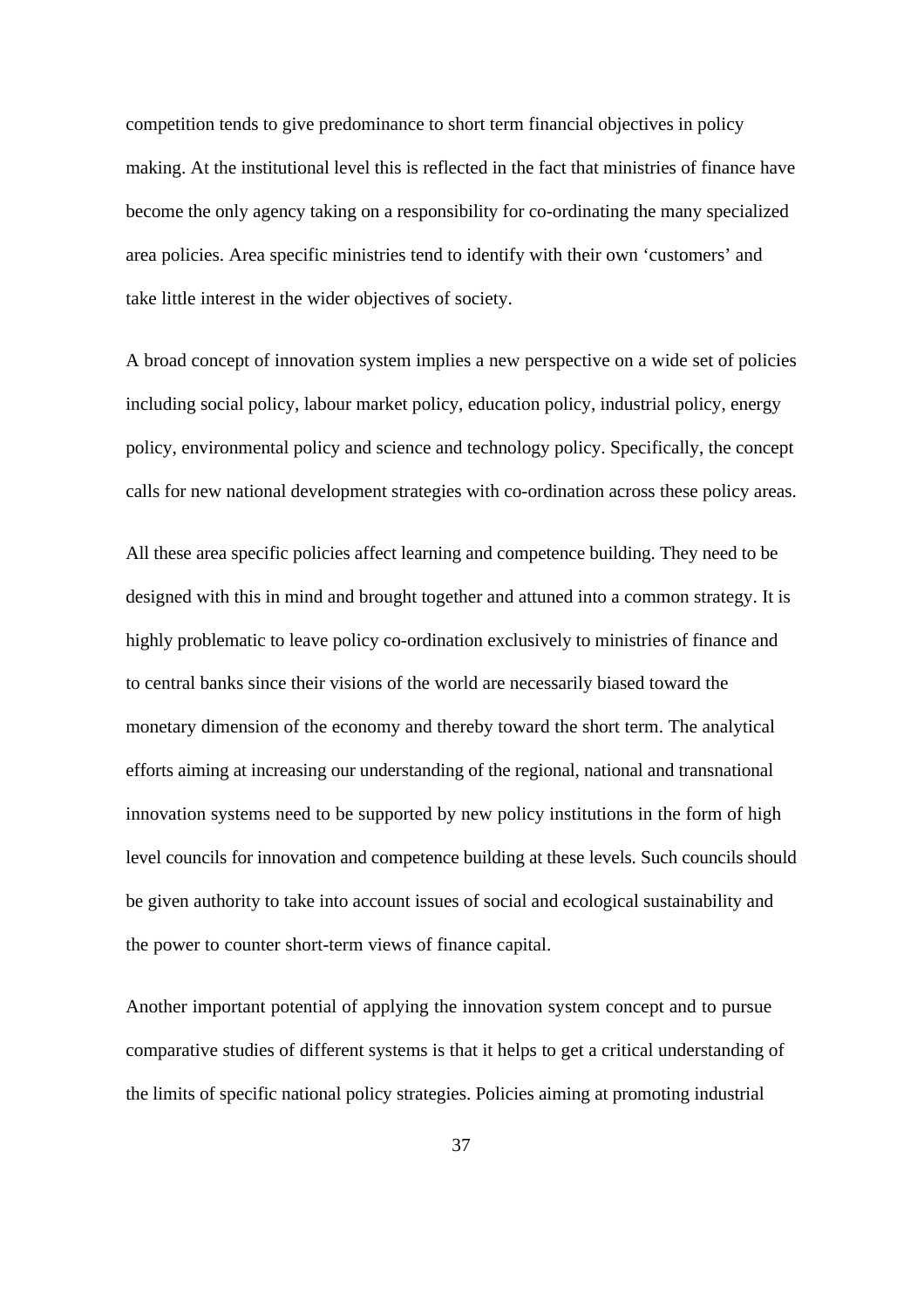competition tends to give predominance to short term financial objectives in policy making. At the institutional level this is reflected in the fact that ministries of finance have become the only agency taking on a responsibility for co-ordinating the many specialized area policies. Area specific ministries tend to identify with their own 'customers' and take little interest in the wider objectives of society.

A broad concept of innovation system implies a new perspective on a wide set of policies including social policy, labour market policy, education policy, industrial policy, energy policy, environmental policy and science and technology policy. Specifically, the concept calls for new national development strategies with co-ordination across these policy areas.

All these area specific policies affect learning and competence building. They need to be designed with this in mind and brought together and attuned into a common strategy. It is highly problematic to leave policy co-ordination exclusively to ministries of finance and to central banks since their visions of the world are necessarily biased toward the monetary dimension of the economy and thereby toward the short term. The analytical efforts aiming at increasing our understanding of the regional, national and transnational innovation systems need to be supported by new policy institutions in the form of high level councils for innovation and competence building at these levels. Such councils should be given authority to take into account issues of social and ecological sustainability and the power to counter short-term views of finance capital.

Another important potential of applying the innovation system concept and to pursue comparative studies of different systems is that it helps to get a critical understanding of the limits of specific national policy strategies. Policies aiming at promoting industrial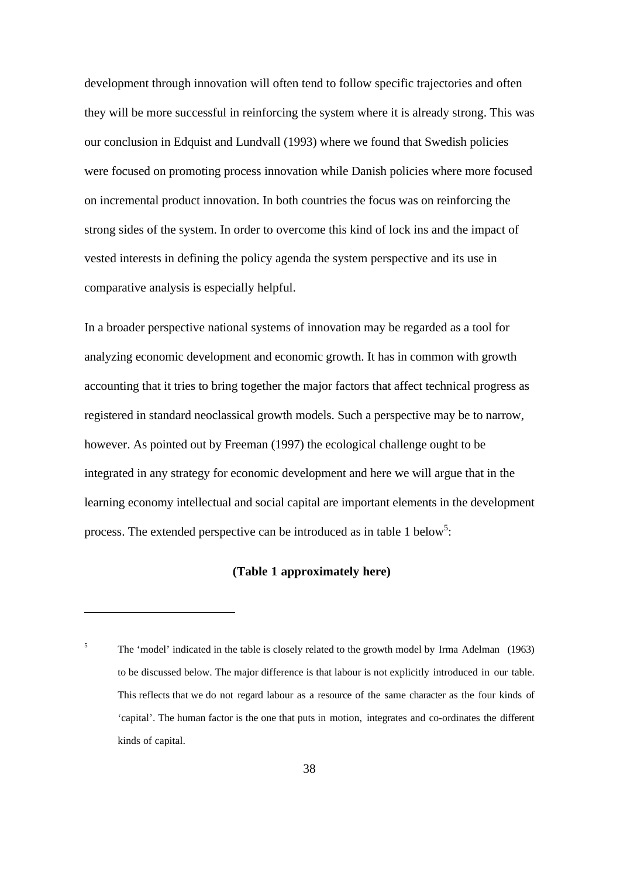development through innovation will often tend to follow specific trajectories and often they will be more successful in reinforcing the system where it is already strong. This was our conclusion in Edquist and Lundvall (1993) where we found that Swedish policies were focused on promoting process innovation while Danish policies where more focused on incremental product innovation. In both countries the focus was on reinforcing the strong sides of the system. In order to overcome this kind of lock ins and the impact of vested interests in defining the policy agenda the system perspective and its use in comparative analysis is especially helpful.

In a broader perspective national systems of innovation may be regarded as a tool for analyzing economic development and economic growth. It has in common with growth accounting that it tries to bring together the major factors that affect technical progress as registered in standard neoclassical growth models. Such a perspective may be to narrow, however. As pointed out by Freeman (1997) the ecological challenge ought to be integrated in any strategy for economic development and here we will argue that in the learning economy intellectual and social capital are important elements in the development process. The extended perspective can be introduced as in table 1 below[5]:

**(Table 1 approximately here)**

---

[5] The 'model' indicated in the table is closely related to the growth model by Irma Adelman (1963) to be discussed below. The major difference is that labour is not explicitly introduced in our table. This reflects that we do not regard labour as a resource of the same character as the four kinds of 'capital'. The human factor is the one that puts in motion, integrates and co-ordinates the different kinds of capital.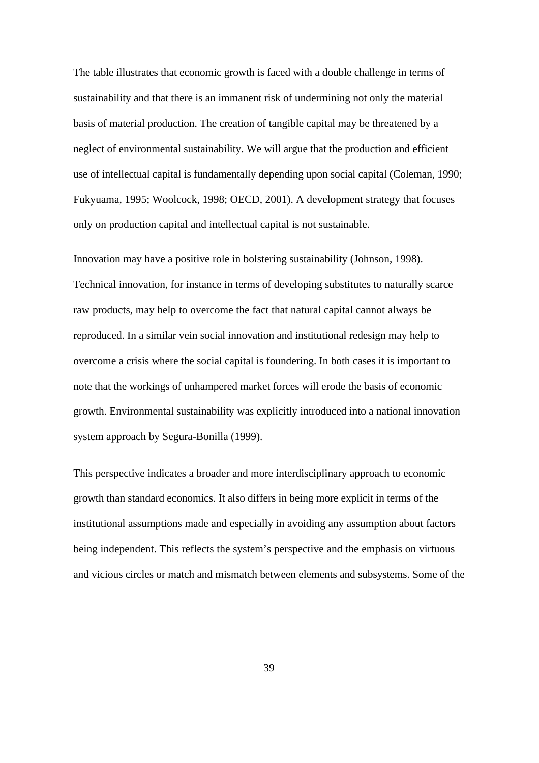The table illustrates that economic growth is faced with a double challenge in terms of sustainability and that there is an immanent risk of undermining not only the material basis of material production. The creation of tangible capital may be threatened by a neglect of environmental sustainability. We will argue that the production and efficient use of intellectual capital is fundamentally depending upon social capital (Coleman, 1990; Fukyuama, 1995; Woolcock, 1998; OECD, 2001). A development strategy that focuses only on production capital and intellectual capital is not sustainable.

Innovation may have a positive role in bolstering sustainability (Johnson, 1998). Technical innovation, for instance in terms of developing substitutes to naturally scarce raw products, may help to overcome the fact that natural capital cannot always be reproduced. In a similar vein social innovation and institutional redesign may help to overcome a crisis where the social capital is foundering. In both cases it is important to note that the workings of unhampered market forces will erode the basis of economic growth. Environmental sustainability was explicitly introduced into a national innovation system approach by Segura-Bonilla (1999).

This perspective indicates a broader and more interdisciplinary approach to economic growth than standard economics. It also differs in being more explicit in terms of the institutional assumptions made and especially in avoiding any assumption about factors being independent. This reflects the system's perspective and the emphasis on virtuous and vicious circles or match and mismatch between elements and subsystems. Some of the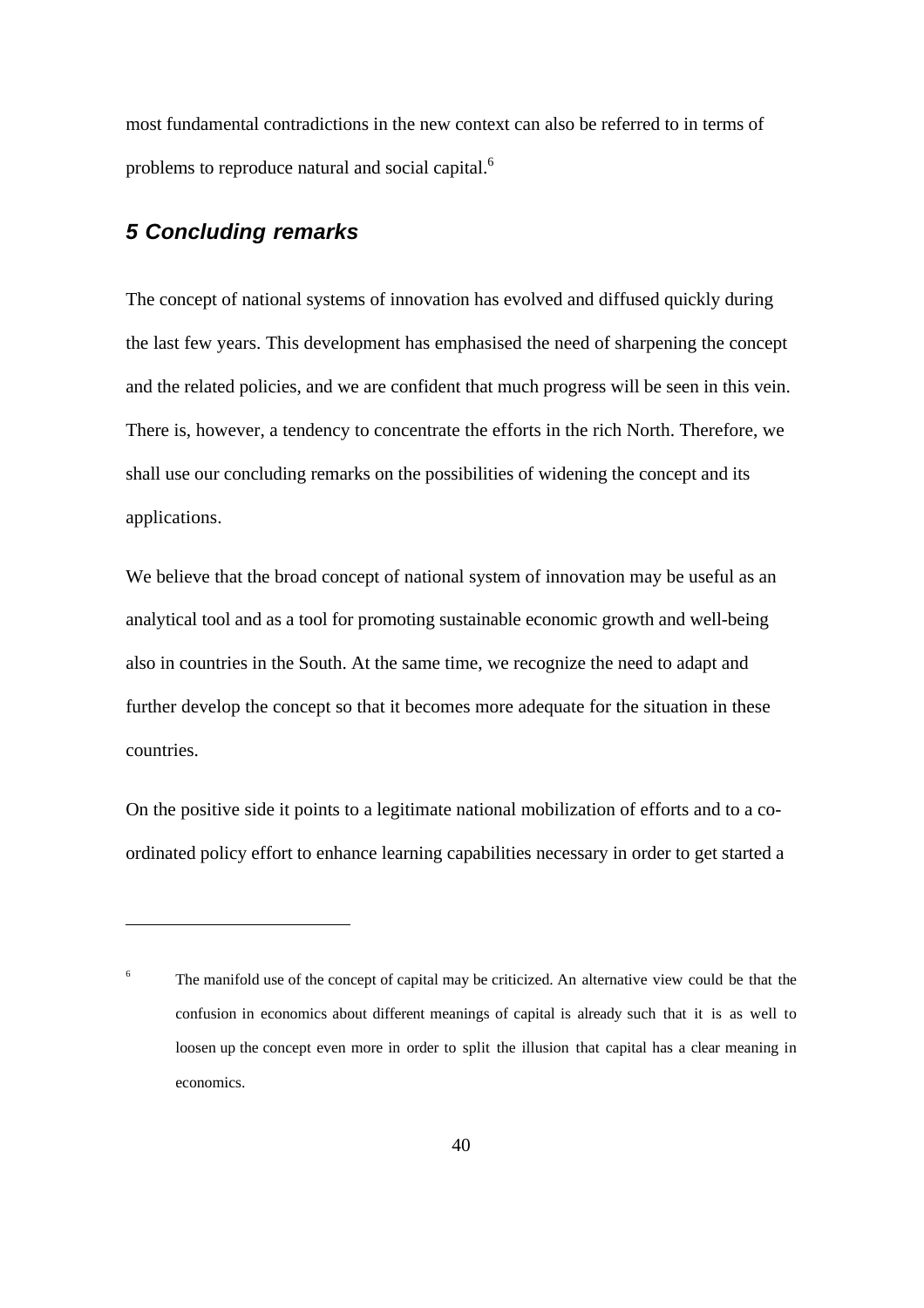most fundamental contradictions in the new context can also be referred to in terms of problems to reproduce natural and social capital.[6]

## *5 Concluding remarks*

The concept of national systems of innovation has evolved and diffused quickly during the last few years. This development has emphasised the need of sharpening the concept and the related policies, and we are confident that much progress will be seen in this vein. There is, however, a tendency to concentrate the efforts in the rich North. Therefore, we shall use our concluding remarks on the possibilities of widening the concept and its applications.

We believe that the broad concept of national system of innovation may be useful as an analytical tool and as a tool for promoting sustainable economic growth and well-being also in countries in the South. At the same time, we recognize the need to adapt and further develop the concept so that it becomes more adequate for the situation in these countries.

On the positive side it points to a legitimate national mobilization of efforts and to a co-ordinated policy effort to enhance learning capabilities necessary in order to get started a

---

[6] The manifold use of the concept of capital may be criticized. An alternative view could be that the confusion in economics about different meanings of capital is already such that it is as well to loosen up the concept even more in order to split the illusion that capital has a clear meaning in economics.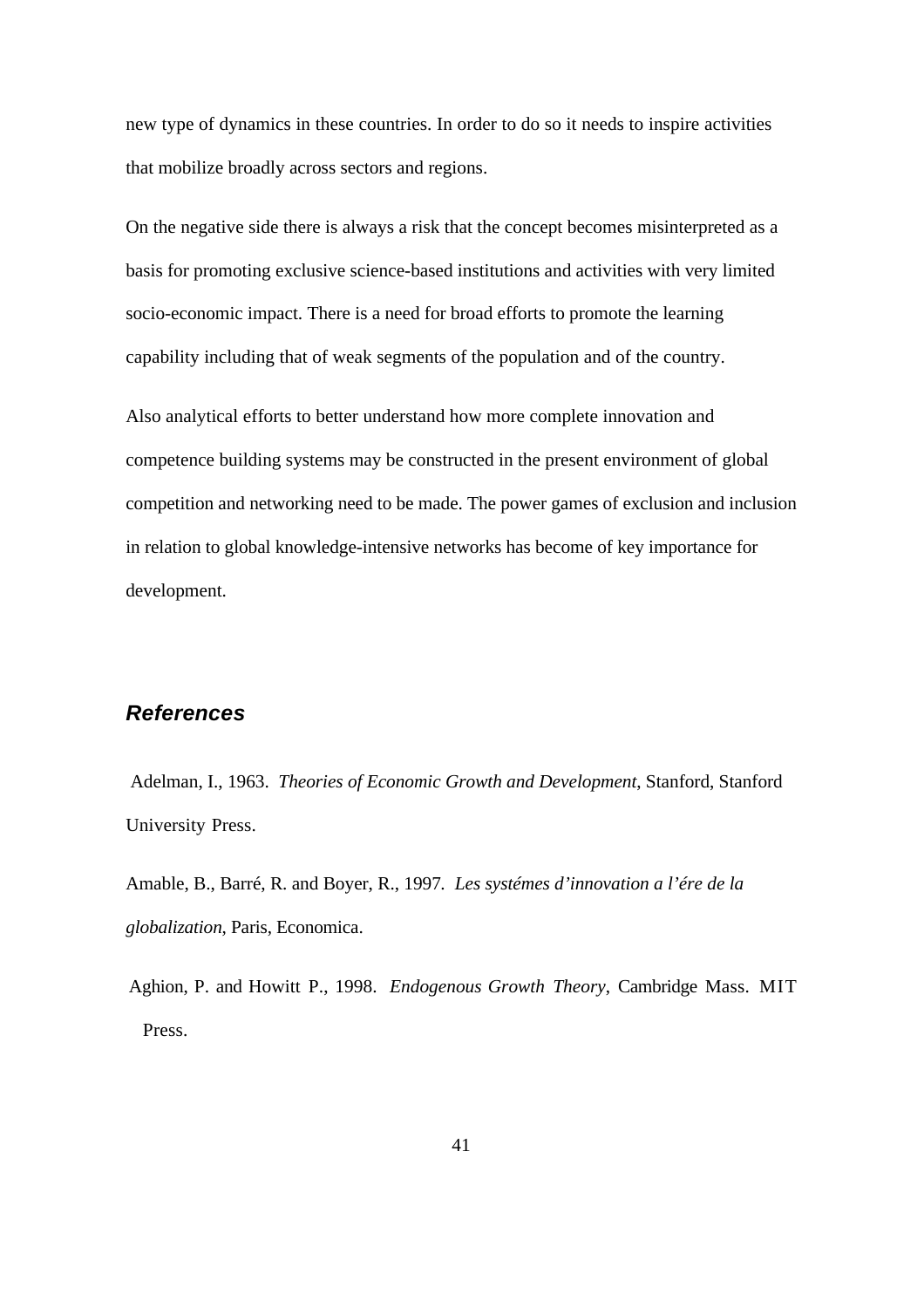new type of dynamics in these countries. In order to do so it needs to inspire activities that mobilize broadly across sectors and regions.

On the negative side there is always a risk that the concept becomes misinterpreted as a basis for promoting exclusive science-based institutions and activities with very limited socio-economic impact. There is a need for broad efforts to promote the learning capability including that of weak segments of the population and of the country.

Also analytical efforts to better understand how more complete innovation and competence building systems may be constructed in the present environment of global competition and networking need to be made. The power games of exclusion and inclusion in relation to global knowledge-intensive networks has become of key importance for development.

## References

Adelman, I., 1963. *Theories of Economic Growth and Development*, Stanford, Stanford University Press.

Amable, B., Barré, R. and Boyer, R., 1997. *Les systémes d'innovation a l'ére de la globalization*, Paris, Economica.

Aghion, P. and Howitt P., 1998. *Endogenous Growth Theory*, Cambridge Mass. MIT Press.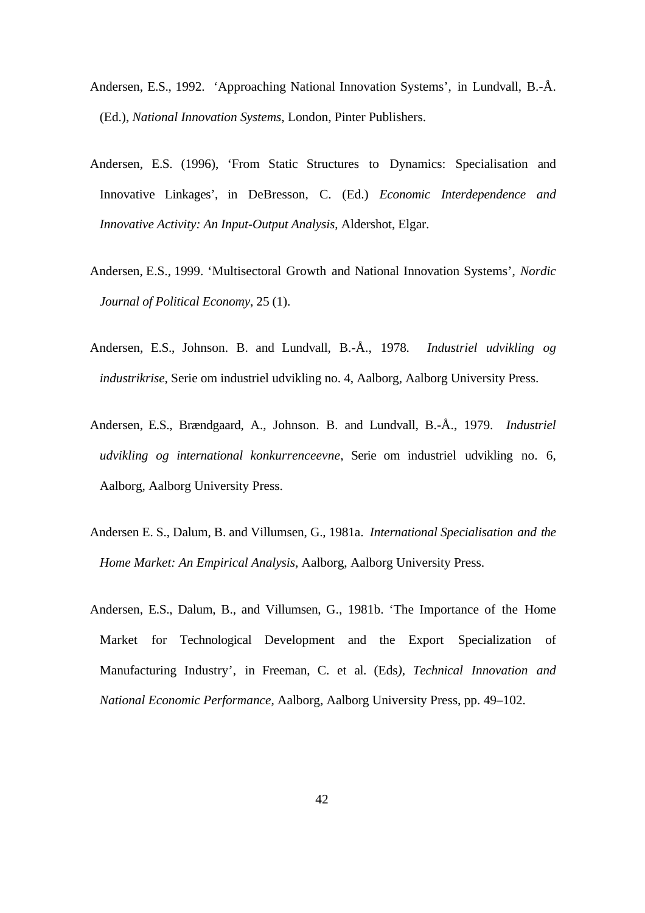Andersen, E.S., 1992. 'Approaching National Innovation Systems', in Lundvall, B.-Å. (Ed.), *National Innovation Systems*, London, Pinter Publishers.

Andersen, E.S. (1996), 'From Static Structures to Dynamics: Specialisation and Innovative Linkages', in DeBresson, C. (Ed.) *Economic Interdependence and Innovative Activity: An Input-Output Analysis*, Aldershot, Elgar.

Andersen, E.S., 1999. 'Multisectoral Growth and National Innovation Systems', *Nordic Journal of Political Economy*, 25 (1).

Andersen, E.S., Johnson. B. and Lundvall, B.-Å., 1978. *Industriel udvikling og industrikrise*, Serie om industriel udvikling no. 4, Aalborg, Aalborg University Press.

Andersen, E.S., Brændgaard, A., Johnson. B. and Lundvall, B.-Å., 1979. *Industriel udvikling og international konkurrenceevne*, Serie om industriel udvikling no. 6, Aalborg, Aalborg University Press.

Andersen E. S., Dalum, B. and Villumsen, G., 1981a. *International Specialisation and the Home Market: An Empirical Analysis*, Aalborg, Aalborg University Press.

Andersen, E.S., Dalum, B., and Villumsen, G., 1981b. 'The Importance of the Home Market for Technological Development and the Export Specialization of Manufacturing Industry', in Freeman, C. et al. (Eds), *Technical Innovation and National Economic Performance*, Aalborg, Aalborg University Press, pp. 49–102.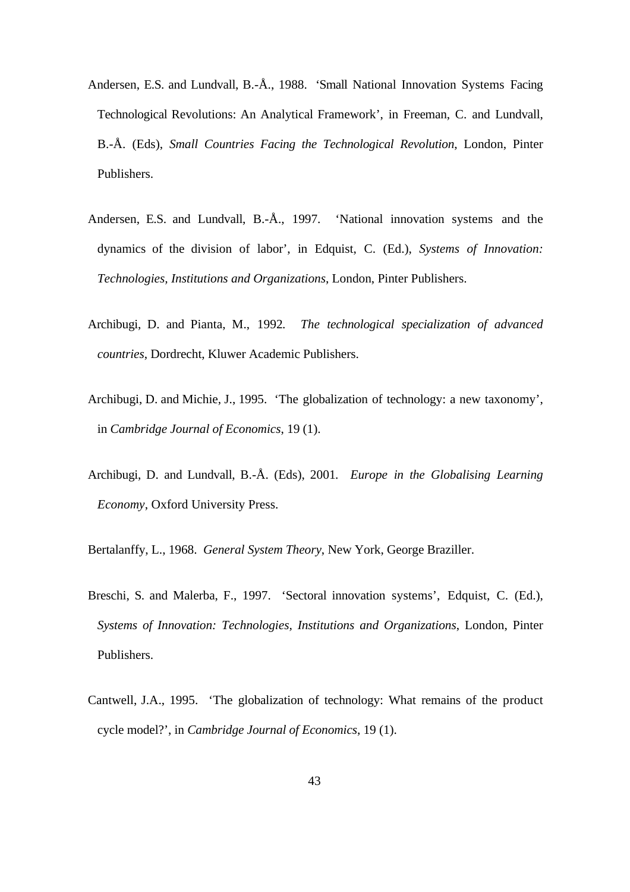Andersen, E.S. and Lundvall, B.-Å., 1988. 'Small National Innovation Systems Facing Technological Revolutions: An Analytical Framework', in Freeman, C. and Lundvall, B.-Å. (Eds), *Small Countries Facing the Technological Revolution*, London, Pinter Publishers.

Andersen, E.S. and Lundvall, B.-Å., 1997. 'National innovation systems and the dynamics of the division of labor', in Edquist, C. (Ed.), *Systems of Innovation: Technologies, Institutions and Organizations*, London, Pinter Publishers.

Archibugi, D. and Pianta, M., 1992. *The technological specialization of advanced countries*, Dordrecht, Kluwer Academic Publishers.

Archibugi, D. and Michie, J., 1995. 'The globalization of technology: a new taxonomy', in *Cambridge Journal of Economics*, 19 (1).

Archibugi, D. and Lundvall, B.-Å. (Eds), 2001. *Europe in the Globalising Learning Economy*, Oxford University Press.

Bertalanffy, L., 1968. *General System Theory*, New York, George Braziller.

Breschi, S. and Malerba, F., 1997. 'Sectoral innovation systems', Edquist, C. (Ed.), *Systems of Innovation: Technologies, Institutions and Organizations*, London, Pinter Publishers.

Cantwell, J.A., 1995. 'The globalization of technology: What remains of the product cycle model?', in *Cambridge Journal of Economics*, 19 (1).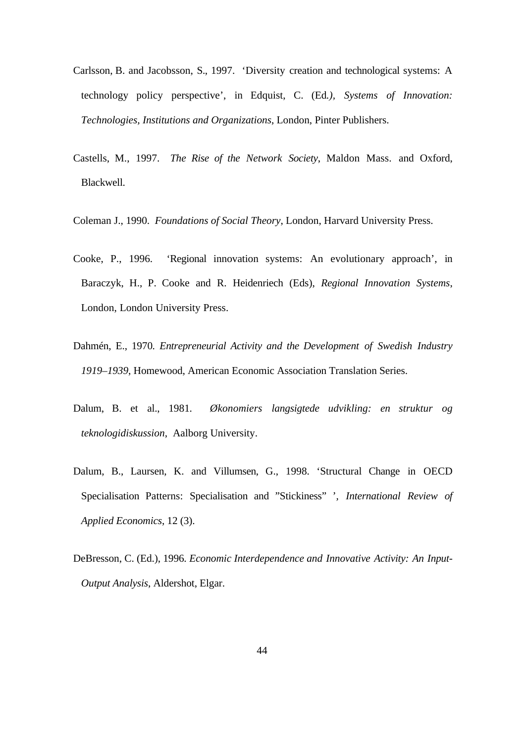Carlsson, B. and Jacobsson, S., 1997. 'Diversity creation and technological systems: A technology policy perspective', in Edquist, C. (Ed.), *Systems of Innovation: Technologies, Institutions and Organizations*, London, Pinter Publishers.

Castells, M., 1997. *The Rise of the Network Society*, Maldon Mass. and Oxford, Blackwell.

Coleman J., 1990. *Foundations of Social Theory*, London, Harvard University Press.

Cooke, P., 1996. 'Regional innovation systems: An evolutionary approach', in Baraczyk, H., P. Cooke and R. Heidenriech (Eds), *Regional Innovation Systems*, London, London University Press.

Dahmén, E., 1970. *Entrepreneurial Activity and the Development of Swedish Industry 1919–1939*, Homewood, American Economic Association Translation Series.

Dalum, B. et al., 1981. *Økonomiers langsigtede udvikling: en struktur og teknologidiskussion*, Aalborg University.

Dalum, B., Laursen, K. and Villumsen, G., 1998. 'Structural Change in OECD Specialisation Patterns: Specialisation and "Stickiness" ', *International Review of Applied Economics*, 12 (3).

DeBresson, C. (Ed.), 1996. *Economic Interdependence and Innovative Activity: An Input-Output Analysis*, Aldershot, Elgar.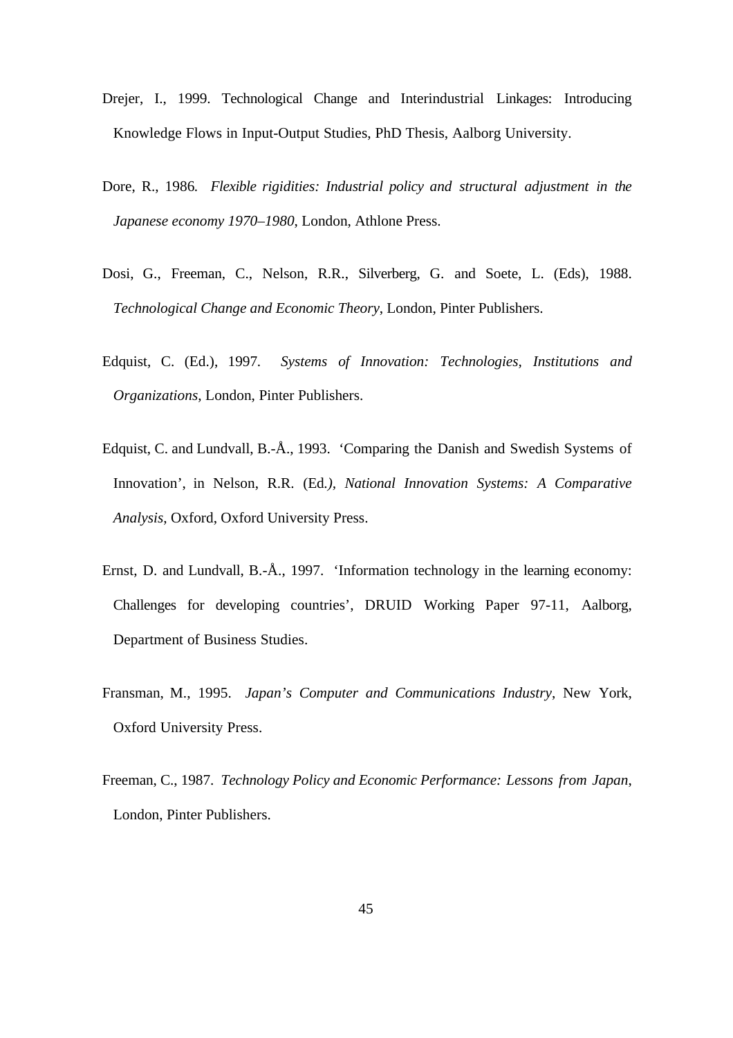Drejer, I., 1999. Technological Change and Interindustrial Linkages: Introducing Knowledge Flows in Input-Output Studies, PhD Thesis, Aalborg University.

Dore, R., 1986. *Flexible rigidities: Industrial policy and structural adjustment in the Japanese economy 1970–1980*, London, Athlone Press.

Dosi, G., Freeman, C., Nelson, R.R., Silverberg, G. and Soete, L. (Eds), 1988. *Technological Change and Economic Theory*, London, Pinter Publishers.

Edquist, C. (Ed.), 1997. *Systems of Innovation: Technologies, Institutions and Organizations*, London, Pinter Publishers.

Edquist, C. and Lundvall, B.-Å., 1993. 'Comparing the Danish and Swedish Systems of Innovation', in Nelson, R.R. (Ed.), *National Innovation Systems: A Comparative Analysis*, Oxford, Oxford University Press.

Ernst, D. and Lundvall, B.-Å., 1997. 'Information technology in the learning economy: Challenges for developing countries', DRUID Working Paper 97-11, Aalborg, Department of Business Studies.

Fransman, M., 1995. *Japan's Computer and Communications Industry*, New York, Oxford University Press.

Freeman, C., 1987. *Technology Policy and Economic Performance: Lessons from Japan*, London, Pinter Publishers.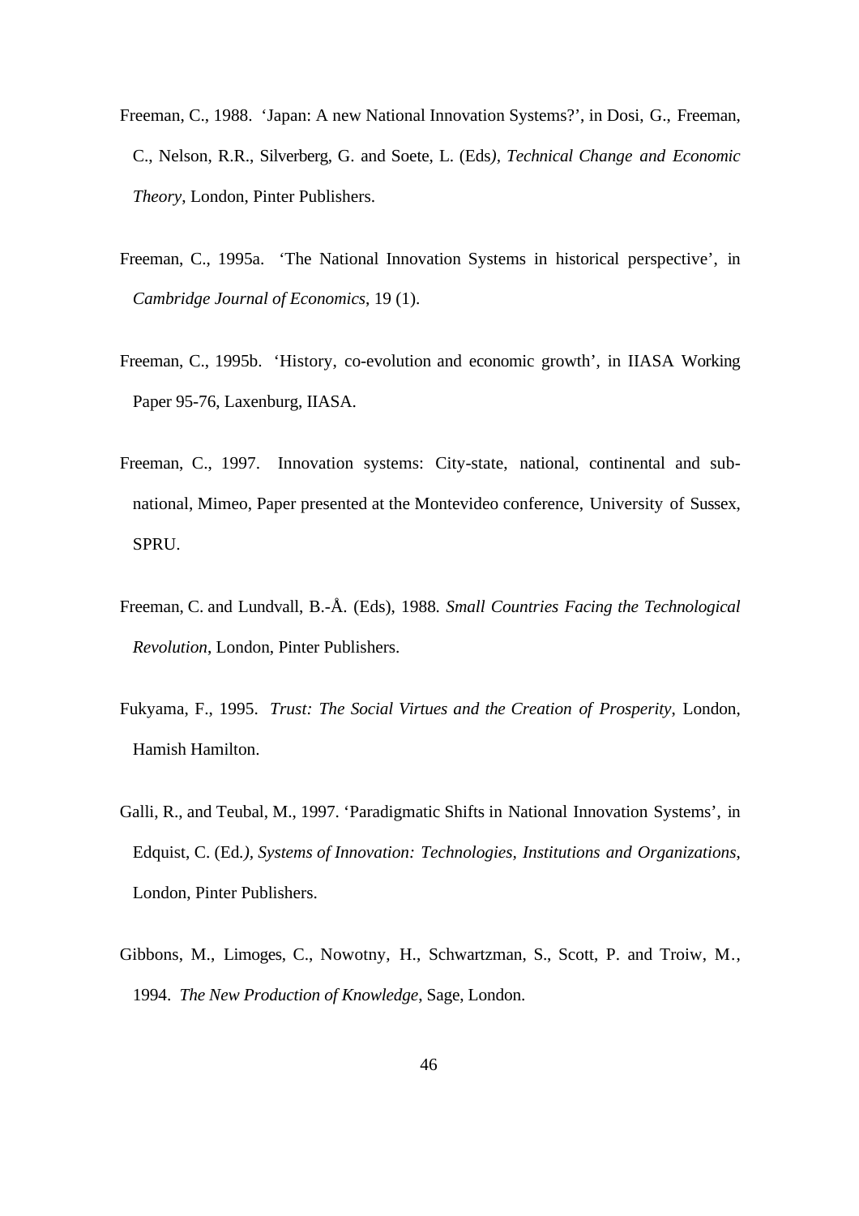Freeman, C., 1988. 'Japan: A new National Innovation Systems?', in Dosi, G., Freeman, C., Nelson, R.R., Silverberg, G. and Soete, L. (Eds*)*, *Technical Change and Economic Theory*, London, Pinter Publishers.

Freeman, C., 1995a. 'The National Innovation Systems in historical perspective', in *Cambridge Journal of Economics*, 19 (1).

Freeman, C., 1995b. 'History, co-evolution and economic growth', in IIASA Working Paper 95-76, Laxenburg, IIASA.

Freeman, C., 1997. Innovation systems: City-state, national, continental and sub-national, Mimeo, Paper presented at the Montevideo conference, University of Sussex, SPRU.

Freeman, C. and Lundvall, B.-Å. (Eds), 1988. *Small Countries Facing the Technological Revolution*, London, Pinter Publishers.

Fukyama, F., 1995. *Trust: The Social Virtues and the Creation of Prosperity*, London, Hamish Hamilton.

Galli, R., and Teubal, M., 1997. 'Paradigmatic Shifts in National Innovation Systems', in Edquist, C. (Ed*.), Systems of Innovation: Technologies, Institutions and Organizations*, London, Pinter Publishers.

Gibbons, M., Limoges, C., Nowotny, H., Schwartzman, S., Scott, P. and Troiw, M., 1994. *The New Production of Knowledge*, Sage, London.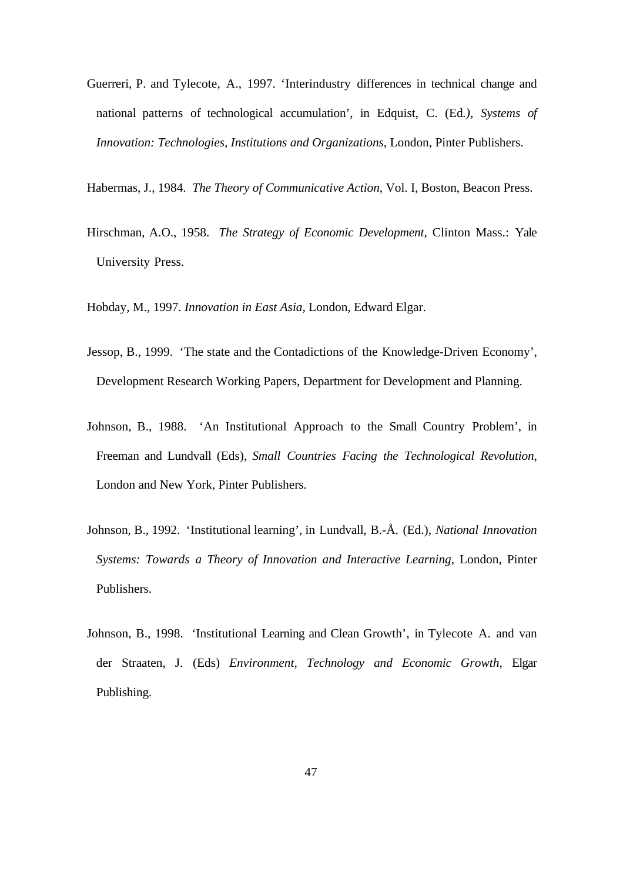Guerreri, P. and Tylecote, A., 1997. 'Interindustry differences in technical change and national patterns of technological accumulation', in Edquist, C. (Ed*.), Systems of Innovation: Technologies, Institutions and Organizations*, London, Pinter Publishers.

Habermas, J., 1984. *The Theory of Communicative Action*, Vol. I, Boston, Beacon Press.

Hirschman, A.O., 1958. *The Strategy of Economic Development*, Clinton Mass.: Yale University Press.

Hobday, M., 1997. *Innovation in East Asia*, London, Edward Elgar.

Jessop, B., 1999. 'The state and the Contadictions of the Knowledge-Driven Economy', Development Research Working Papers, Department for Development and Planning.

Johnson, B., 1988. 'An Institutional Approach to the Small Country Problem', in Freeman and Lundvall (Eds), *Small Countries Facing the Technological Revolution*, London and New York, Pinter Publishers.

Johnson, B., 1992. 'Institutional learning', in Lundvall, B.-Å. (Ed.), *National Innovation Systems: Towards a Theory of Innovation and Interactive Learning*, London, Pinter Publishers.

Johnson, B., 1998. 'Institutional Learning and Clean Growth', in Tylecote A. and van der Straaten, J. (Eds) *Environment, Technology and Economic Growth*, Elgar Publishing.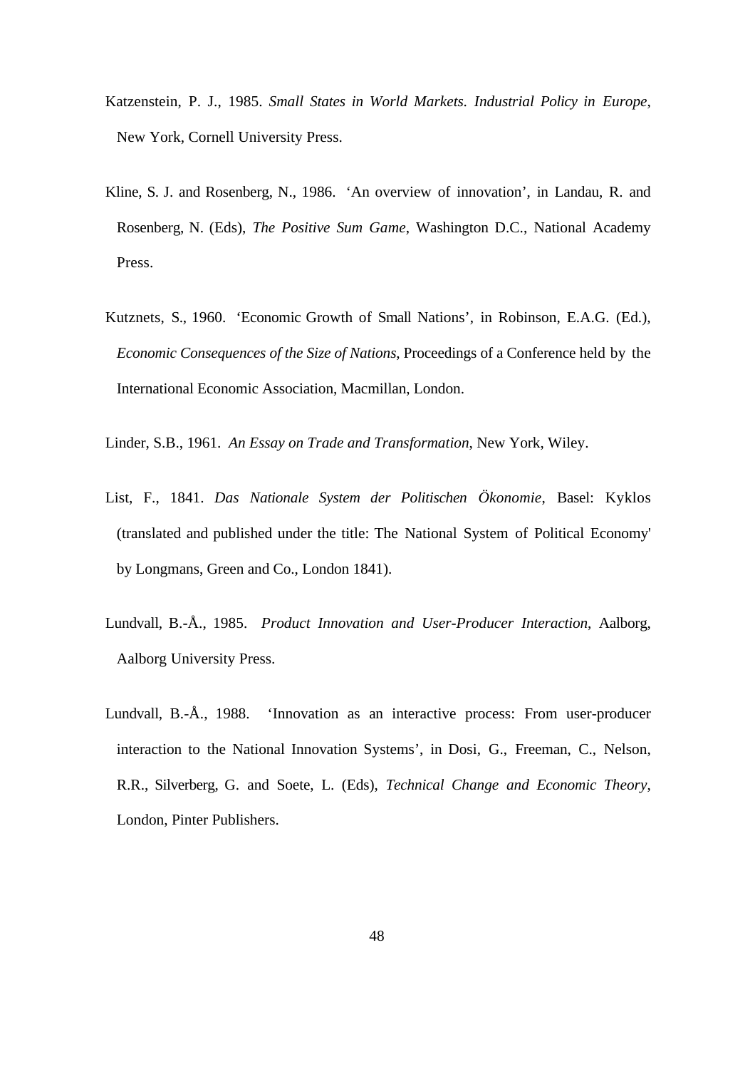Katzenstein, P. J., 1985. *Small States in World Markets. Industrial Policy in Europe*, New York, Cornell University Press.

Kline, S. J. and Rosenberg, N., 1986. 'An overview of innovation', in Landau, R. and Rosenberg, N. (Eds), *The Positive Sum Game*, Washington D.C., National Academy Press.

Kutznets, S., 1960. 'Economic Growth of Small Nations', in Robinson, E.A.G. (Ed.), *Economic Consequences of the Size of Nations*, Proceedings of a Conference held by the International Economic Association, Macmillan, London.

Linder, S.B., 1961. *An Essay on Trade and Transformation*, New York, Wiley.

List, F., 1841. *Das Nationale System der Politischen Ökonomie*, Basel: Kyklos (translated and published under the title: The National System of Political Economy' by Longmans, Green and Co., London 1841).

Lundvall, B.-Å., 1985. *Product Innovation and User-Producer Interaction*, Aalborg, Aalborg University Press.

Lundvall, B.-Å., 1988. 'Innovation as an interactive process: From user-producer interaction to the National Innovation Systems', in Dosi, G., Freeman, C., Nelson, R.R., Silverberg, G. and Soete, L. (Eds), *Technical Change and Economic Theory*, London, Pinter Publishers.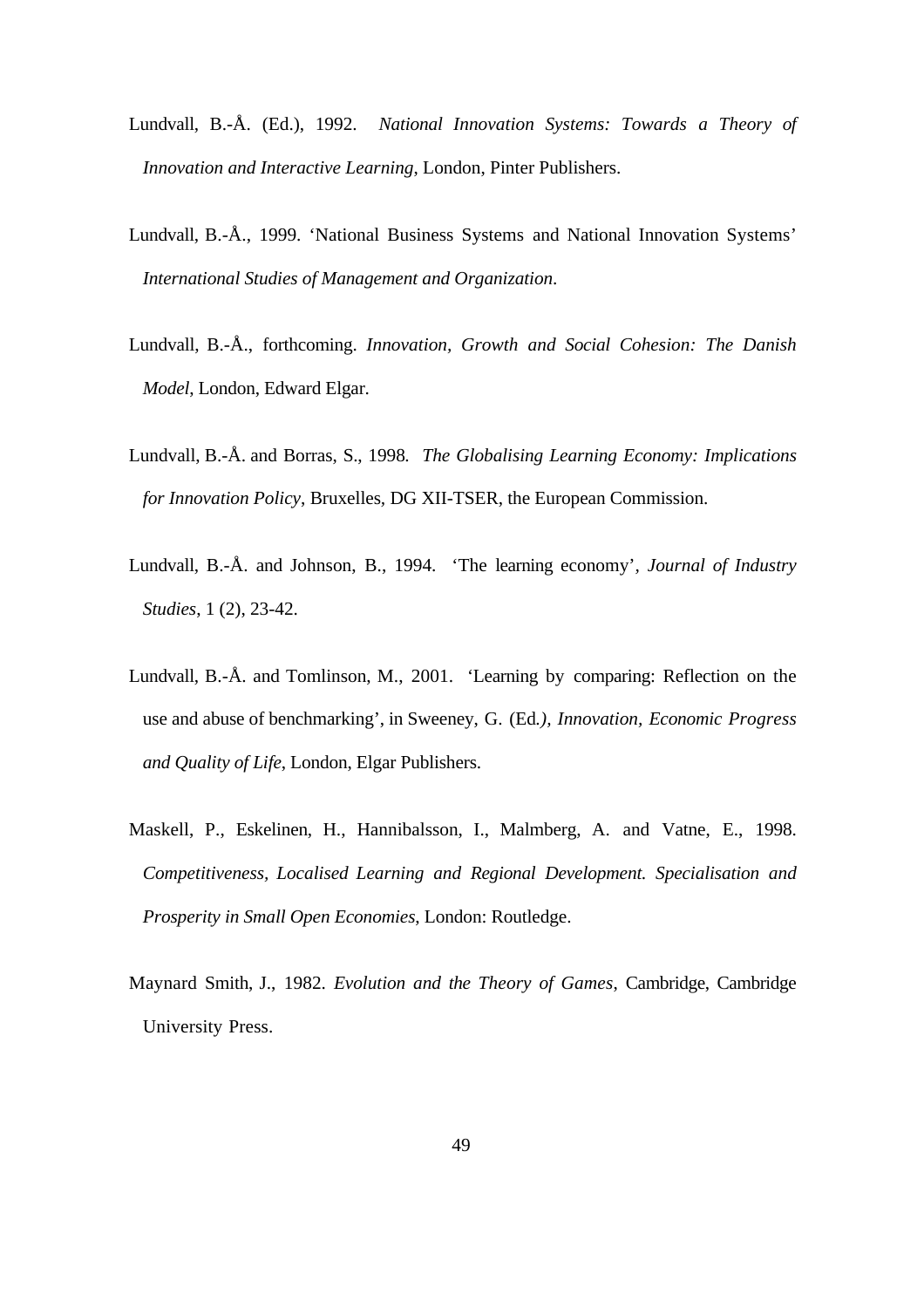Lundvall, B.-Å. (Ed.), 1992. *National Innovation Systems: Towards a Theory of Innovation and Interactive Learning*, London, Pinter Publishers.

Lundvall, B.-Å., 1999. 'National Business Systems and National Innovation Systems' *International Studies of Management and Organization*.

Lundvall, B.-Å., forthcoming. *Innovation, Growth and Social Cohesion: The Danish Model*, London, Edward Elgar.

Lundvall, B.-Å. and Borras, S., 1998. *The Globalising Learning Economy: Implications for Innovation Policy*, Bruxelles, DG XII-TSER, the European Commission.

Lundvall, B.-Å. and Johnson, B., 1994. 'The learning economy', *Journal of Industry Studies*, 1 (2), 23-42.

Lundvall, B.-Å. and Tomlinson, M., 2001. 'Learning by comparing: Reflection on the use and abuse of benchmarking', in Sweeney, G. (Ed.), *Innovation, Economic Progress and Quality of Life*, London, Elgar Publishers.

Maskell, P., Eskelinen, H., Hannibalsson, I., Malmberg, A. and Vatne, E., 1998. *Competitiveness, Localised Learning and Regional Development. Specialisation and Prosperity in Small Open Economies*, London: Routledge.

Maynard Smith, J., 1982. *Evolution and the Theory of Games*, Cambridge, Cambridge University Press.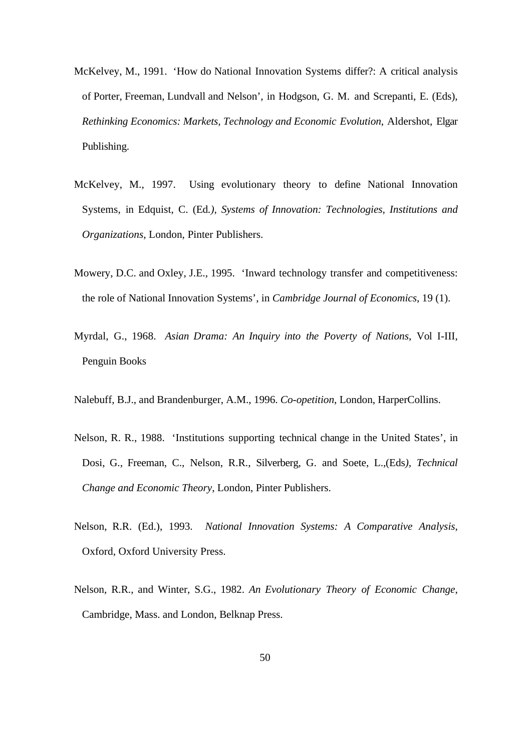McKelvey, M., 1991. ‘How do National Innovation Systems differ?: A critical analysis of Porter, Freeman, Lundvall and Nelson’, in Hodgson, G. M. and Screpanti, E. (Eds), *Rethinking Economics: Markets, Technology and Economic Evolution*, Aldershot, Elgar Publishing.

McKelvey, M., 1997. Using evolutionary theory to define National Innovation Systems, in Edquist, C. (Ed.), *Systems of Innovation: Technologies, Institutions and Organizations*, London, Pinter Publishers.

Mowery, D.C. and Oxley, J.E., 1995. ‘Inward technology transfer and competitiveness: the role of National Innovation Systems’, in *Cambridge Journal of Economics*, 19 (1).

Myrdal, G., 1968. *Asian Drama: An Inquiry into the Poverty of Nations*, Vol I-III, Penguin Books

Nalebuff, B.J., and Brandenburger, A.M., 1996. *Co-opetition*, London, HarperCollins.

Nelson, R. R., 1988. ‘Institutions supporting technical change in the United States’, in Dosi, G., Freeman, C., Nelson, R.R., Silverberg, G. and Soete, L.,(Eds), *Technical Change and Economic Theory*, London, Pinter Publishers.

Nelson, R.R. (Ed.), 1993. *National Innovation Systems: A Comparative Analysis*, Oxford, Oxford University Press.

Nelson, R.R., and Winter, S.G., 1982. *An Evolutionary Theory of Economic Change*, Cambridge, Mass. and London, Belknap Press.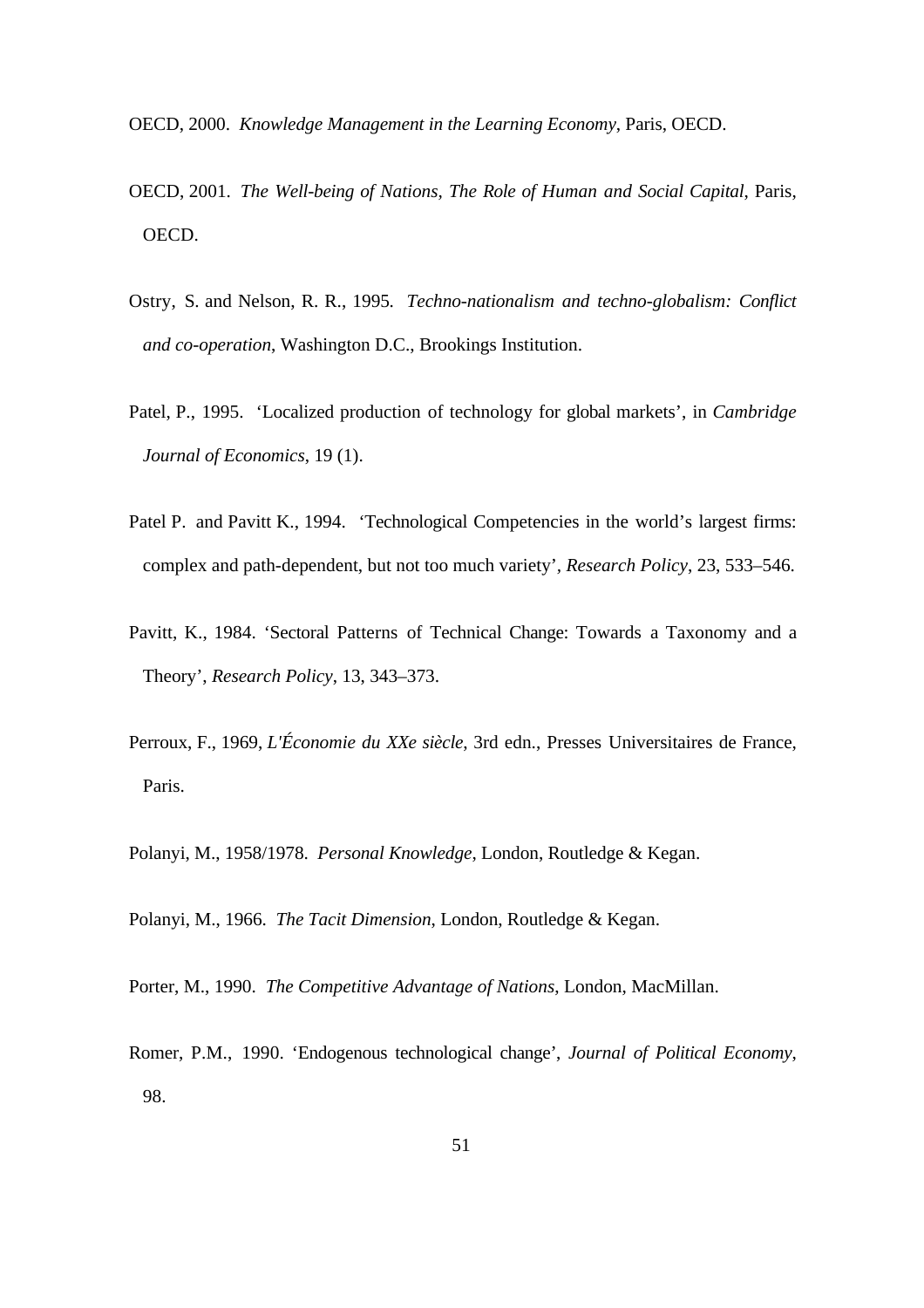OECD, 2000. *Knowledge Management in the Learning Economy*, Paris, OECD.

OECD, 2001. *The Well-being of Nations, The Role of Human and Social Capital*, Paris, OECD.

Ostry, S. and Nelson, R. R., 1995. *Techno-nationalism and techno-globalism: Conflict and co-operation*, Washington D.C., Brookings Institution.

Patel, P., 1995. 'Localized production of technology for global markets', in *Cambridge Journal of Economics*, 19 (1).

Patel P. and Pavitt K., 1994. 'Technological Competencies in the world's largest firms: complex and path-dependent, but not too much variety', *Research Policy*, 23, 533–546.

Pavitt, K., 1984. 'Sectoral Patterns of Technical Change: Towards a Taxonomy and a Theory', *Research Policy*, 13, 343–373.

Perroux, F., 1969, *L'Économie du XXe siècle*, 3rd edn., Presses Universitaires de France, Paris.

Polanyi, M., 1958/1978. *Personal Knowledge*, London, Routledge & Kegan.

Polanyi, M., 1966. *The Tacit Dimension*, London, Routledge & Kegan.

Porter, M., 1990. *The Competitive Advantage of Nations*, London, MacMillan.

Romer, P.M., 1990. 'Endogenous technological change', *Journal of Political Economy*, 98.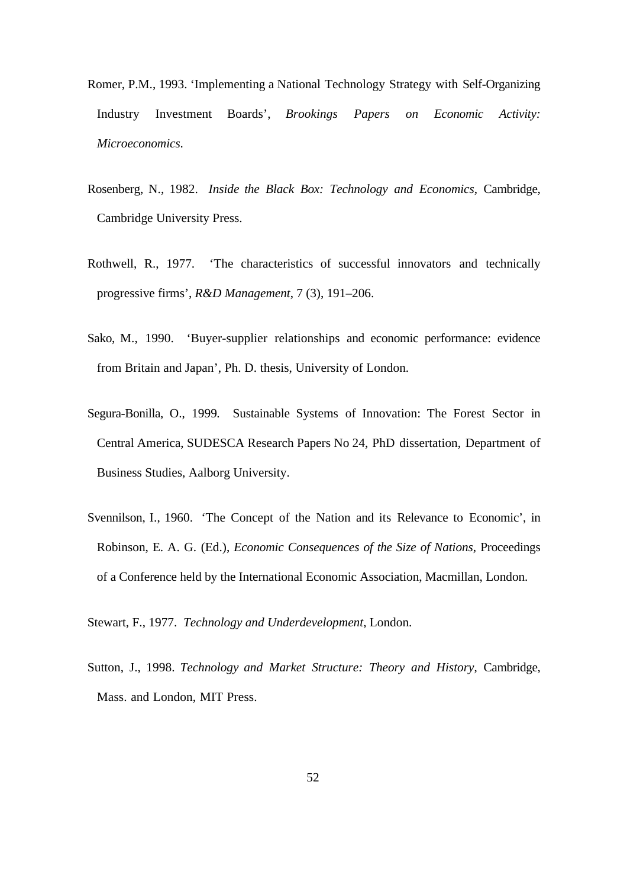Romer, P.M., 1993. ‘Implementing a National Technology Strategy with Self-Organizing Industry Investment Boards’, *Brookings Papers on Economic Activity: Microeconomics.*

Rosenberg, N., 1982. *Inside the Black Box: Technology and Economics*, Cambridge, Cambridge University Press.

Rothwell, R., 1977. ‘The characteristics of successful innovators and technically progressive firms’, *R&D Management*, 7 (3), 191–206.

Sako, M., 1990. ‘Buyer-supplier relationships and economic performance: evidence from Britain and Japan’, Ph. D. thesis, University of London.

Segura-Bonilla, O., 1999. Sustainable Systems of Innovation: The Forest Sector in Central America, SUDESCA Research Papers No 24, PhD dissertation, Department of Business Studies, Aalborg University.

Svennilson, I., 1960. ‘The Concept of the Nation and its Relevance to Economic’, in Robinson, E. A. G. (Ed.), *Economic Consequences of the Size of Nations*, Proceedings of a Conference held by the International Economic Association, Macmillan, London.

Stewart, F., 1977. *Technology and Underdevelopment*, London.

Sutton, J., 1998. *Technology and Market Structure: Theory and History*, Cambridge, Mass. and London, MIT Press.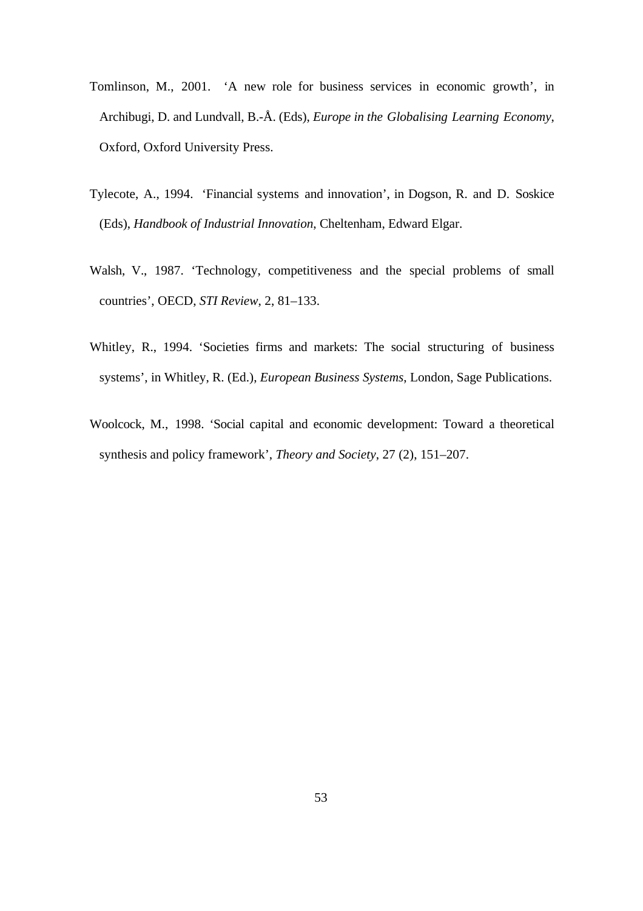Tomlinson, M., 2001. 'A new role for business services in economic growth', in Archibugi, D. and Lundvall, B.-Å. (Eds), *Europe in the Globalising Learning Economy*, Oxford, Oxford University Press.

Tylecote, A., 1994. 'Financial systems and innovation', in Dogson, R. and D. Soskice (Eds), *Handbook of Industrial Innovation*, Cheltenham, Edward Elgar.

Walsh, V., 1987. 'Technology, competitiveness and the special problems of small countries', OECD, *STI Review*, 2, 81–133.

Whitley, R., 1994. 'Societies firms and markets: The social structuring of business systems', in Whitley, R. (Ed.), *European Business Systems*, London, Sage Publications.

Woolcock, M., 1998. 'Social capital and economic development: Toward a theoretical synthesis and policy framework', *Theory and Society*, 27 (2), 151–207.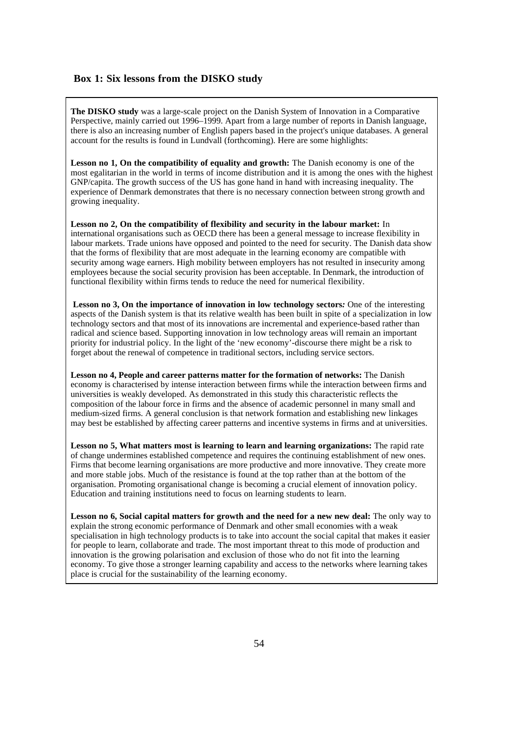### Box 1: Six lessons from the DISKO study

**The DISKO study** was a large-scale project on the Danish System of Innovation in a Comparative Perspective, mainly carried out 1996–1999. Apart from a large number of reports in Danish language, there is also an increasing number of English papers based in the project's unique databases. A general account for the results is found in Lundvall (forthcoming). Here are some highlights:

**Lesson no 1, On the compatibility of equality and growth:** The Danish economy is one of the most egalitarian in the world in terms of income distribution and it is among the ones with the highest GNP/capita. The growth success of the US has gone hand in hand with increasing inequality. The experience of Denmark demonstrates that there is no necessary connection between strong growth and growing inequality.

**Lesson no 2, On the compatibility of flexibility and security in the labour market:** In international organisations such as OECD there has been a general message to increase flexibility in labour markets. Trade unions have opposed and pointed to the need for security. The Danish data show that the forms of flexibility that are most adequate in the learning economy are compatible with security among wage earners. High mobility between employers has not resulted in insecurity among employees because the social security provision has been acceptable. In Denmark, the introduction of functional flexibility within firms tends to reduce the need for numerical flexibility.

**Lesson no 3, On the importance of innovation in low technology sectors*:*** One of the interesting aspects of the Danish system is that its relative wealth has been built in spite of a specialization in low technology sectors and that most of its innovations are incremental and experience-based rather than radical and science based. Supporting innovation in low technology areas will remain an important priority for industrial policy. In the light of the 'new economy'-discourse there might be a risk to forget about the renewal of competence in traditional sectors, including service sectors.

**Lesson no 4, People and career patterns matter for the formation of networks:** The Danish economy is characterised by intense interaction between firms while the interaction between firms and universities is weakly developed. As demonstrated in this study this characteristic reflects the composition of the labour force in firms and the absence of academic personnel in many small and medium-sized firms. A general conclusion is that network formation and establishing new linkages may best be established by affecting career patterns and incentive systems in firms and at universities.

**Lesson no 5, What matters most is learning to learn and learning organizations:** The rapid rate of change undermines established competence and requires the continuing establishment of new ones. Firms that become learning organisations are more productive and more innovative. They create more and more stable jobs. Much of the resistance is found at the top rather than at the bottom of the organisation. Promoting organisational change is becoming a crucial element of innovation policy. Education and training institutions need to focus on learning students to learn.

**Lesson no 6, Social capital matters for growth and the need for a new new deal:** The only way to explain the strong economic performance of Denmark and other small economies with a weak specialisation in high technology products is to take into account the social capital that makes it easier for people to learn, collaborate and trade. The most important threat to this mode of production and innovation is the growing polarisation and exclusion of those who do not fit into the learning economy. To give those a stronger learning capability and access to the networks where learning takes place is crucial for the sustainability of the learning economy.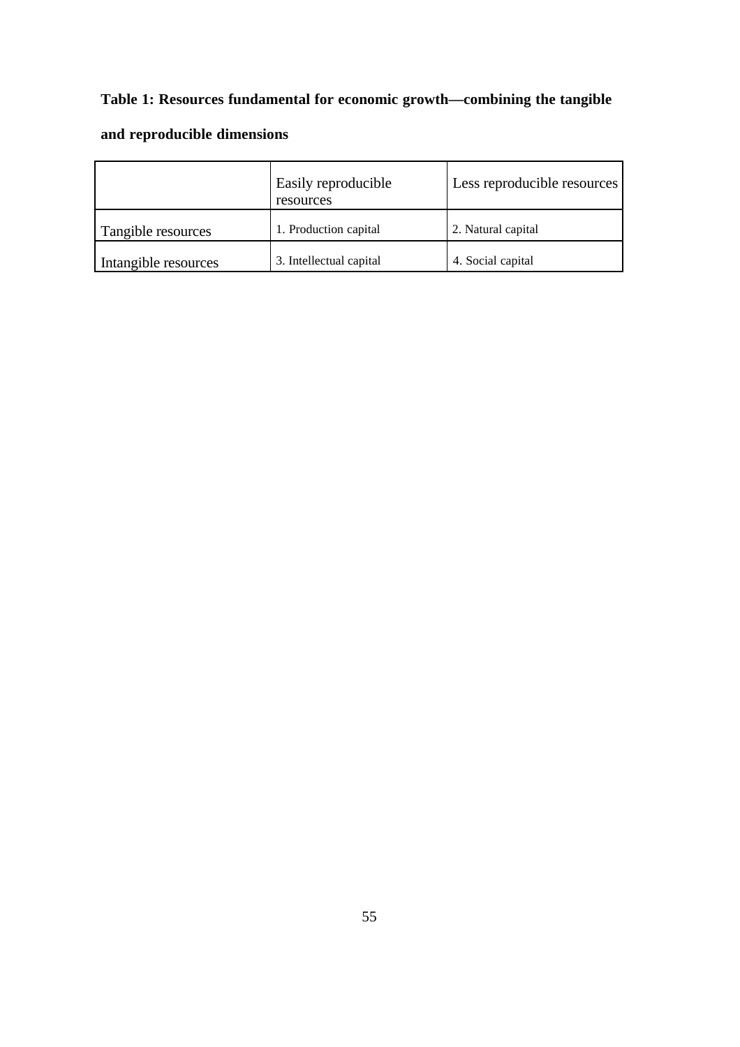**Table 1: Resources fundamental for economic growth—combining the tangible and reproducible dimensions**

| | Easily reproducible resources | Less reproducible resources |
|---|---|---|
| Tangible resources | 1. Production capital | 2. Natural capital |
| Intangible resources | 3. Intellectual capital | 4. Social capital |